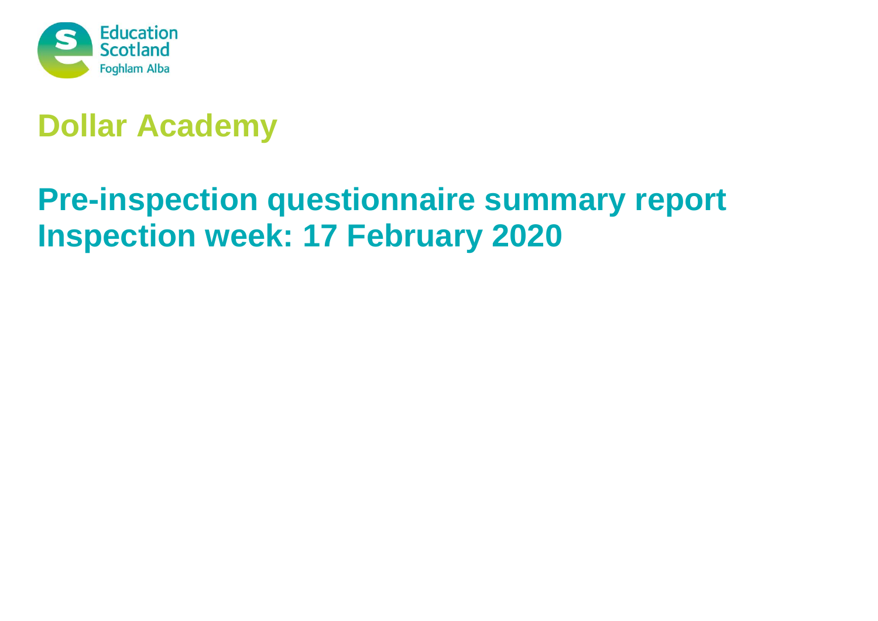Education Scotland
Foghlam Alba

# Dollar Academy

## Pre-inspection questionnaire summary report
## Inspection week: 17 February 2020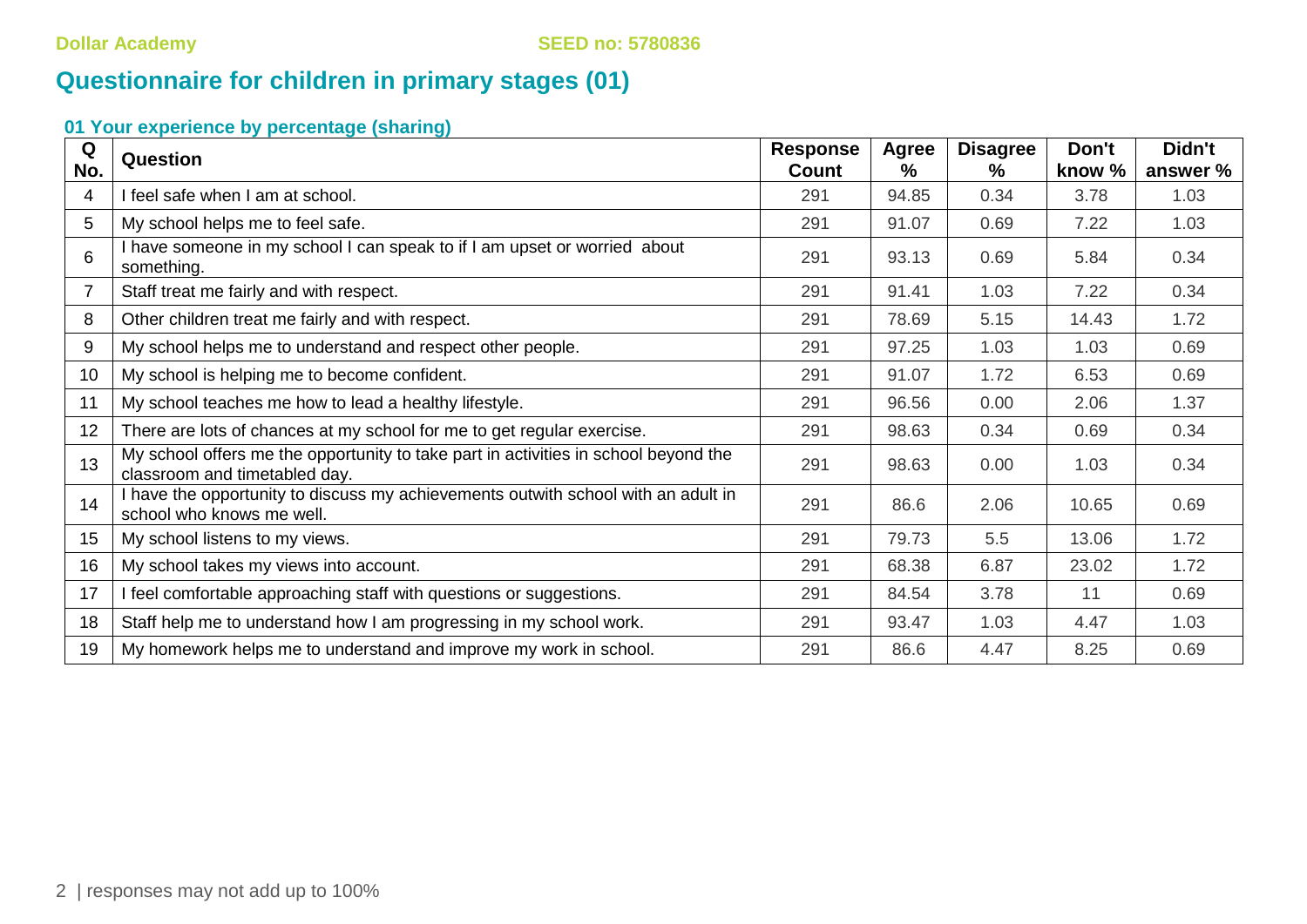Dollar Academy SEED no: 5780836

# Questionnaire for children in primary stages (01)

## 01 Your experience by percentage (sharing)

| Q No. | Question | Response Count | Agree % | Disagree % | Don't know % | Didn't answer % |
|---|---|---|---|---|---|---|
| 4 | I feel safe when I am at school. | 291 | 94.85 | 0.34 | 3.78 | 1.03 |
| 5 | My school helps me to feel safe. | 291 | 91.07 | 0.69 | 7.22 | 1.03 |
| 6 | I have someone in my school I can speak to if I am upset or worried about something. | 291 | 93.13 | 0.69 | 5.84 | 0.34 |
| 7 | Staff treat me fairly and with respect. | 291 | 91.41 | 1.03 | 7.22 | 0.34 |
| 8 | Other children treat me fairly and with respect. | 291 | 78.69 | 5.15 | 14.43 | 1.72 |
| 9 | My school helps me to understand and respect other people. | 291 | 97.25 | 1.03 | 1.03 | 0.69 |
| 10 | My school is helping me to become confident. | 291 | 91.07 | 1.72 | 6.53 | 0.69 |
| 11 | My school teaches me how to lead a healthy lifestyle. | 291 | 96.56 | 0.00 | 2.06 | 1.37 |
| 12 | There are lots of chances at my school for me to get regular exercise. | 291 | 98.63 | 0.34 | 0.69 | 0.34 |
| 13 | My school offers me the opportunity to take part in activities in school beyond the classroom and timetabled day. | 291 | 98.63 | 0.00 | 1.03 | 0.34 |
| 14 | I have the opportunity to discuss my achievements outwith school with an adult in school who knows me well. | 291 | 86.6 | 2.06 | 10.65 | 0.69 |
| 15 | My school listens to my views. | 291 | 79.73 | 5.5 | 13.06 | 1.72 |
| 16 | My school takes my views into account. | 291 | 68.38 | 6.87 | 23.02 | 1.72 |
| 17 | I feel comfortable approaching staff with questions or suggestions. | 291 | 84.54 | 3.78 | 11 | 0.69 |
| 18 | Staff help me to understand how I am progressing in my school work. | 291 | 93.47 | 1.03 | 4.47 | 1.03 |
| 19 | My homework helps me to understand and improve my work in school. | 291 | 86.6 | 4.47 | 8.25 | 0.69 |

| responses may not add up to 100%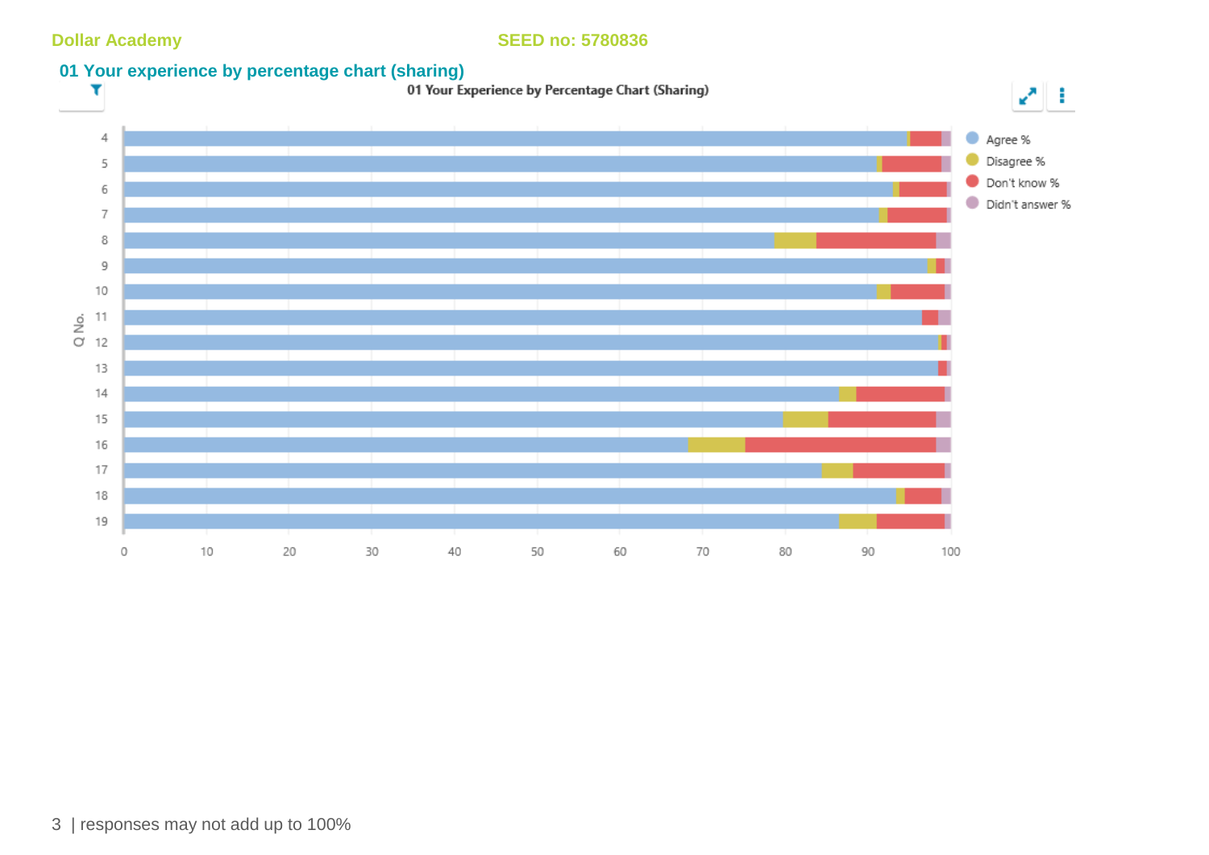Dollar Academy SEED no: 5780836

## 01 Your experience by percentage chart (sharing)

01 Your Experience by Percentage Chart (Sharing)

Q No.: 4, 5, 6, 7, 8, 9, 10, 11, 12, 13, 14, 15, 16, 17, 18, 19

Axis: 0, 10, 20, 30, 40, 50, 60, 70, 80, 90, 100

Legend: Agree %, Disagree %, Don't know %, Didn't answer %

| responses may not add up to 100%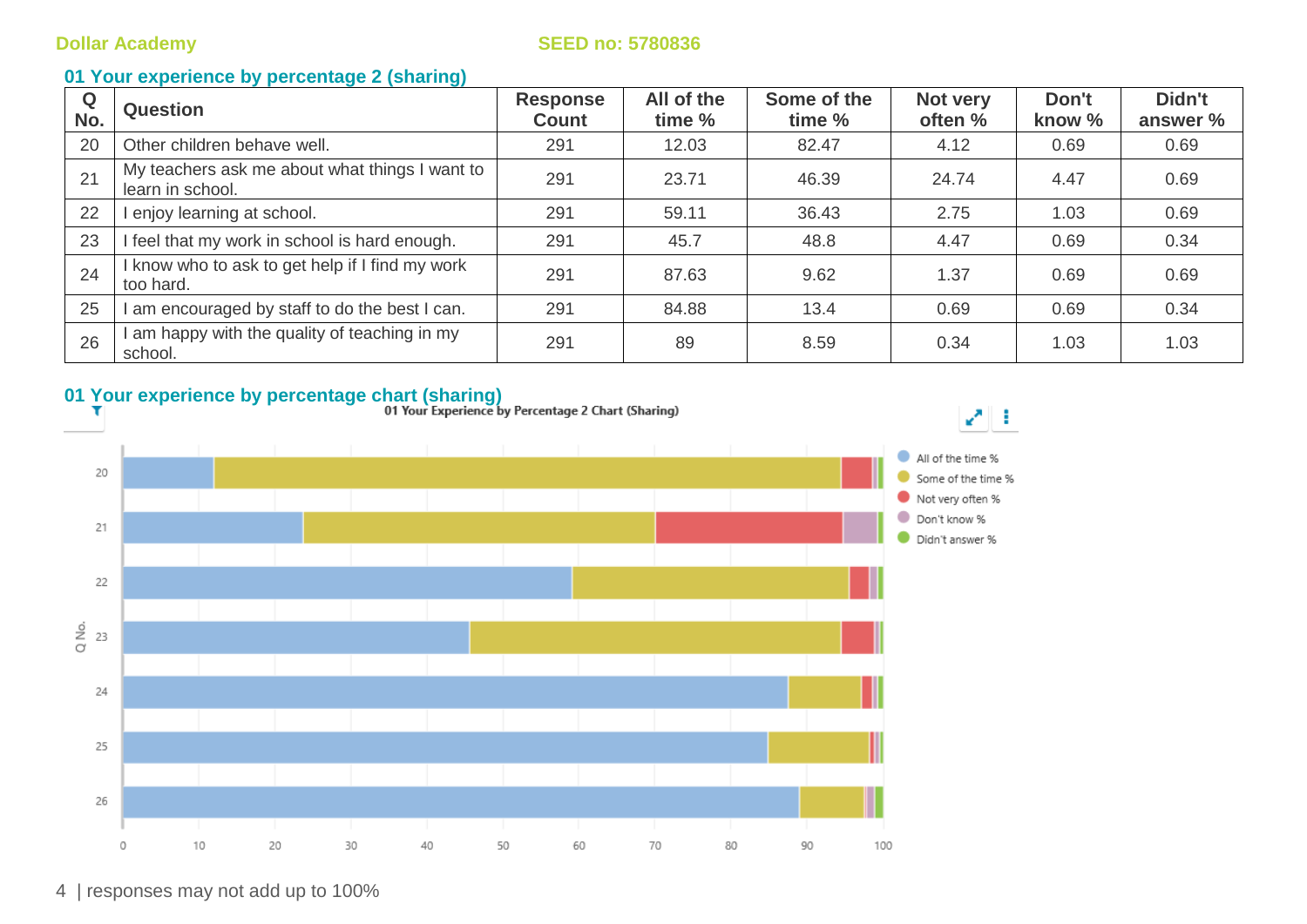## 01 Your experience by percentage 2 (sharing)

| Q No. | Question | Response Count | All of the time % | Some of the time % | Not very often % | Don't know % | Didn't answer % |
|---|---|---|---|---|---|---|---|
| 20 | Other children behave well. | 291 | 12.03 | 82.47 | 4.12 | 0.69 | 0.69 |
| 21 | My teachers ask me about what things I want to learn in school. | 291 | 23.71 | 46.39 | 24.74 | 4.47 | 0.69 |
| 22 | I enjoy learning at school. | 291 | 59.11 | 36.43 | 2.75 | 1.03 | 0.69 |
| 23 | I feel that my work in school is hard enough. | 291 | 45.7 | 48.8 | 4.47 | 0.69 | 0.34 |
| 24 | I know who to ask to get help if I find my work too hard. | 291 | 87.63 | 9.62 | 1.37 | 0.69 | 0.69 |
| 25 | I am encouraged by staff to do the best I can. | 291 | 84.88 | 13.4 | 0.69 | 0.69 | 0.34 |
| 26 | I am happy with the quality of teaching in my school. | 291 | 89 | 8.59 | 0.34 | 1.03 | 1.03 |

## 01 Your experience by percentage chart (sharing)

01 Your Experience by Percentage 2 Chart (Sharing)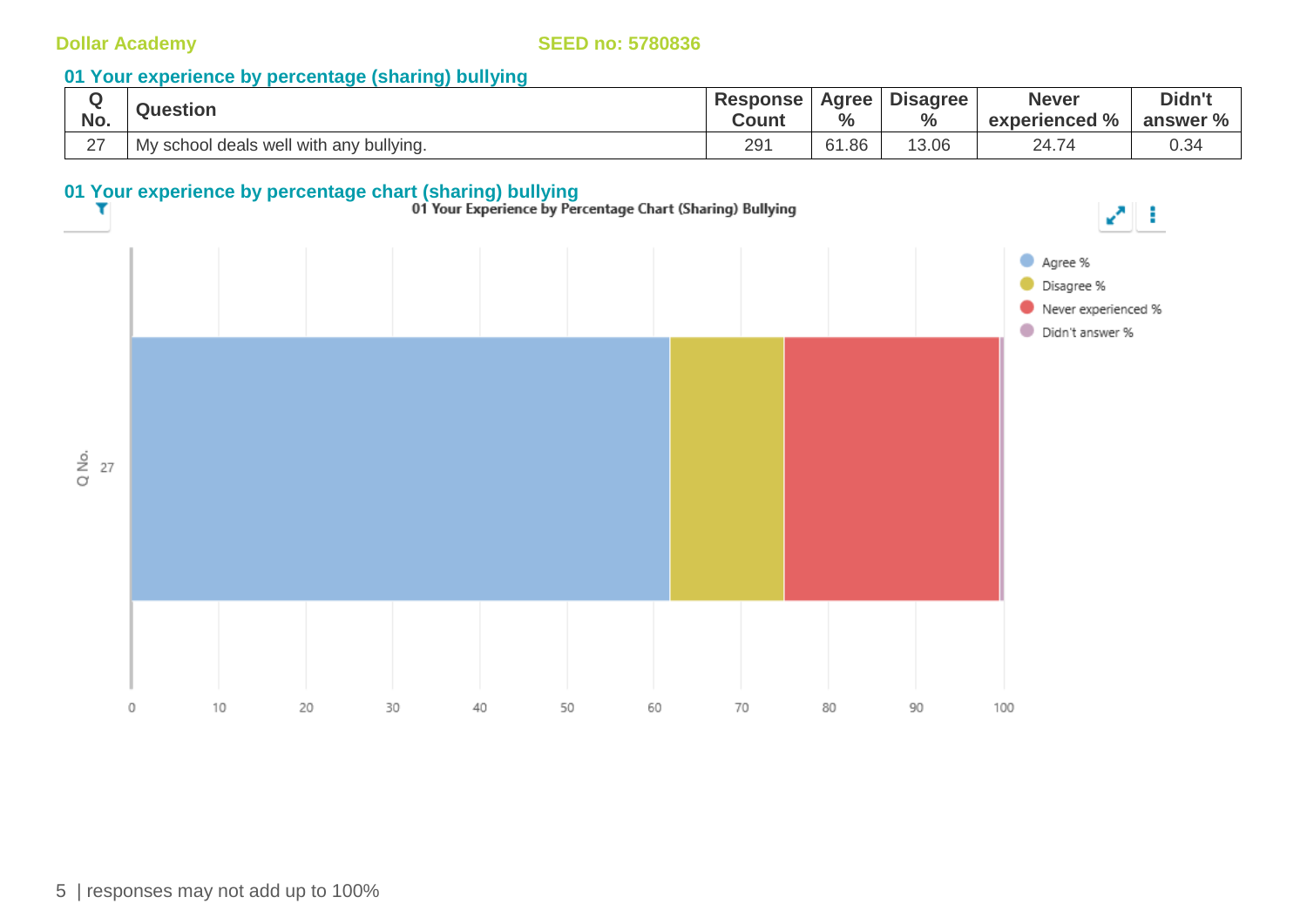Dollar Academy SEED no: 5780836

## 01 Your experience by percentage (sharing) bullying

| Q No. | Question | Response Count | Agree % | Disagree % | Never experienced % | Didn't answer % |
|---|---|---|---|---|---|---|
| 27 | My school deals well with any bullying. | 291 | 61.86 | 13.06 | 24.74 | 0.34 |

## 01 Your experience by percentage chart (sharing) bullying

01 Your Experience by Percentage Chart (Sharing) Bullying

Agree %
Disagree %
Never experienced %
Didn't answer %

Q No.
27

0 10 20 30 40 50 60 70 80 90 100

| responses may not add up to 100%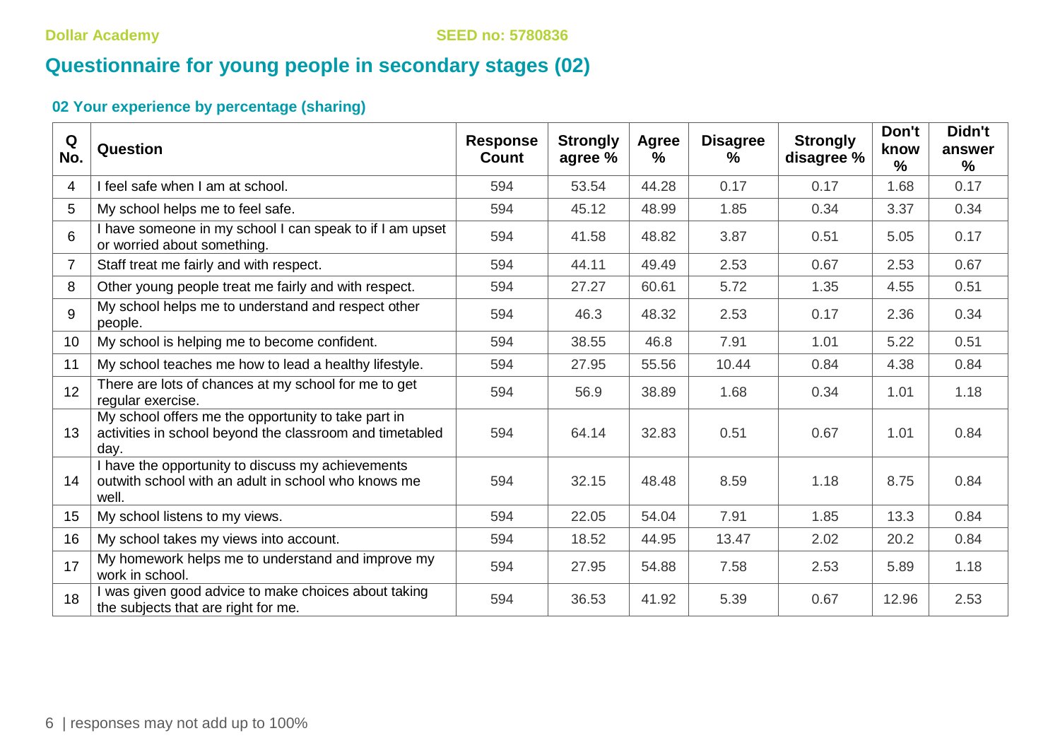Dollar Academy SEED no: 5780836

# Questionnaire for young people in secondary stages (02)

## 02 Your experience by percentage (sharing)

| Q No. | Question | Response Count | Strongly agree % | Agree % | Disagree % | Strongly disagree % | Don't know % | Didn't answer % |
|---|---|---|---|---|---|---|---|---|
| 4 | I feel safe when I am at school. | 594 | 53.54 | 44.28 | 0.17 | 0.17 | 1.68 | 0.17 |
| 5 | My school helps me to feel safe. | 594 | 45.12 | 48.99 | 1.85 | 0.34 | 3.37 | 0.34 |
| 6 | I have someone in my school I can speak to if I am upset or worried about something. | 594 | 41.58 | 48.82 | 3.87 | 0.51 | 5.05 | 0.17 |
| 7 | Staff treat me fairly and with respect. | 594 | 44.11 | 49.49 | 2.53 | 0.67 | 2.53 | 0.67 |
| 8 | Other young people treat me fairly and with respect. | 594 | 27.27 | 60.61 | 5.72 | 1.35 | 4.55 | 0.51 |
| 9 | My school helps me to understand and respect other people. | 594 | 46.3 | 48.32 | 2.53 | 0.17 | 2.36 | 0.34 |
| 10 | My school is helping me to become confident. | 594 | 38.55 | 46.8 | 7.91 | 1.01 | 5.22 | 0.51 |
| 11 | My school teaches me how to lead a healthy lifestyle. | 594 | 27.95 | 55.56 | 10.44 | 0.84 | 4.38 | 0.84 |
| 12 | There are lots of chances at my school for me to get regular exercise. | 594 | 56.9 | 38.89 | 1.68 | 0.34 | 1.01 | 1.18 |
| 13 | My school offers me the opportunity to take part in activities in school beyond the classroom and timetabled day. | 594 | 64.14 | 32.83 | 0.51 | 0.67 | 1.01 | 0.84 |
| 14 | I have the opportunity to discuss my achievements outwith school with an adult in school who knows me well. | 594 | 32.15 | 48.48 | 8.59 | 1.18 | 8.75 | 0.84 |
| 15 | My school listens to my views. | 594 | 22.05 | 54.04 | 7.91 | 1.85 | 13.3 | 0.84 |
| 16 | My school takes my views into account. | 594 | 18.52 | 44.95 | 13.47 | 2.02 | 20.2 | 0.84 |
| 17 | My homework helps me to understand and improve my work in school. | 594 | 27.95 | 54.88 | 7.58 | 2.53 | 5.89 | 1.18 |
| 18 | I was given good advice to make choices about taking the subjects that are right for me. | 594 | 36.53 | 41.92 | 5.39 | 0.67 | 12.96 | 2.53 |

responses may not add up to 100%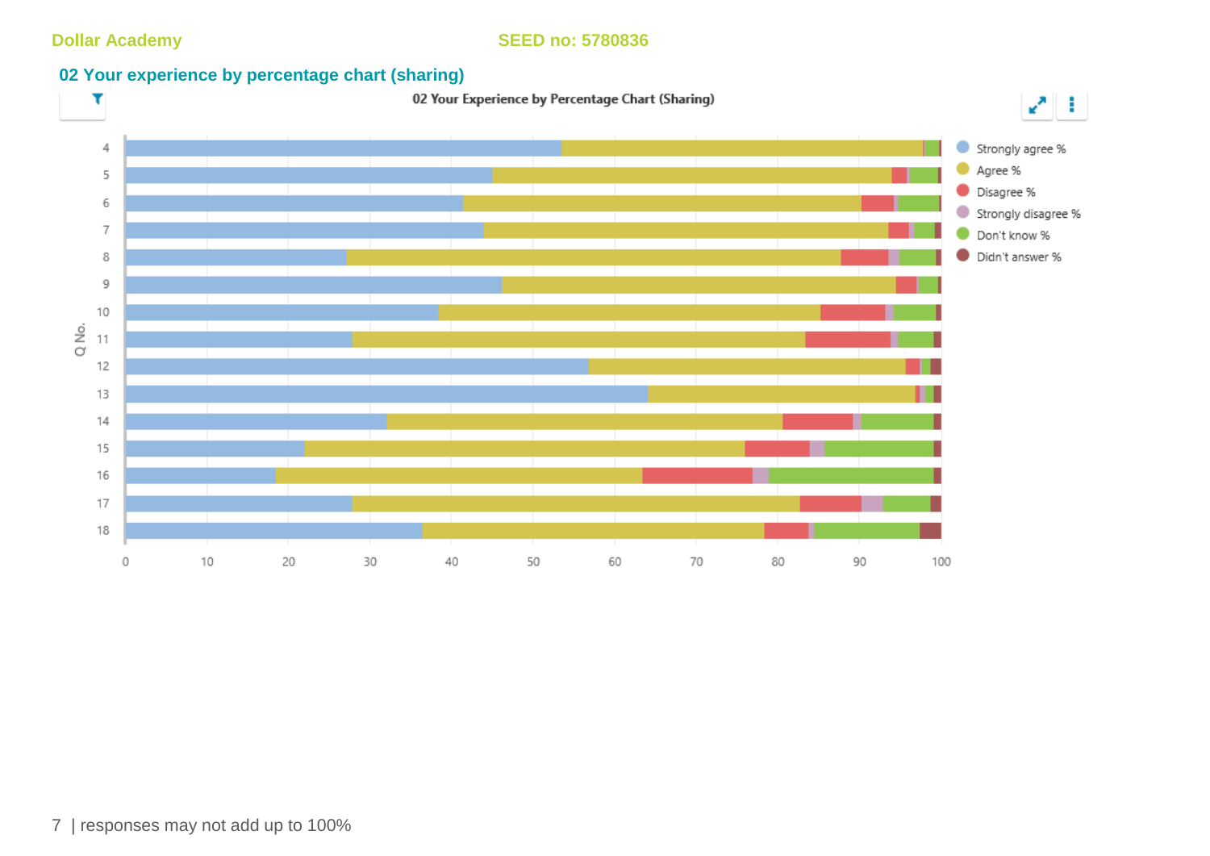Dollar Academy SEED no: 5780836

## 02 Your experience by percentage chart (sharing)

02 Your Experience by Percentage Chart (Sharing)

Q No. 4, 5, 6, 7, 8, 9, 10, 11, 12, 13, 14, 15, 16, 17, 18

0 10 20 30 40 50 60 70 80 90 100

- Strongly agree %
- Agree %
- Disagree %
- Strongly disagree %
- Don't know %
- Didn't answer %

| responses may not add up to 100%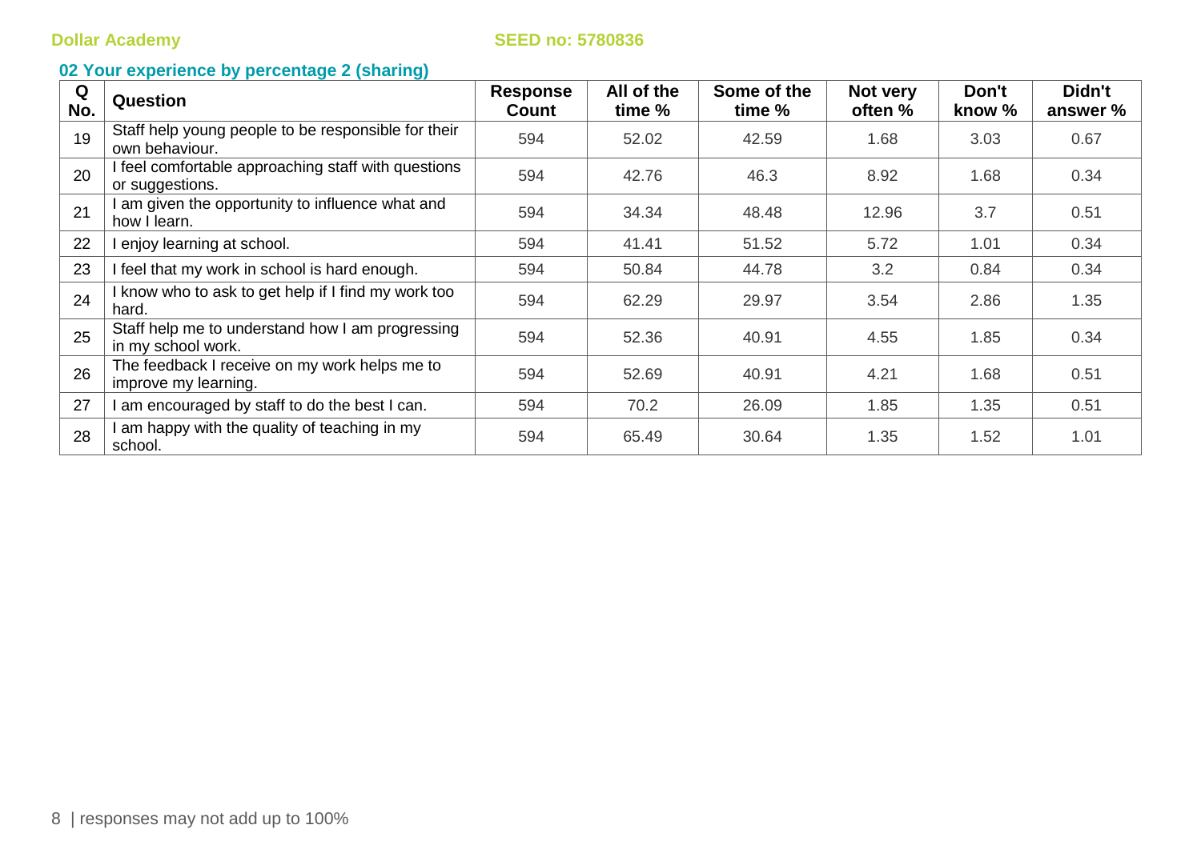Dollar Academy SEED no: 5780836

## 02 Your experience by percentage 2 (sharing)

| Q No. | Question | Response Count | All of the time % | Some of the time % | Not very often % | Don't know % | Didn't answer % |
|---|---|---|---|---|---|---|---|
| 19 | Staff help young people to be responsible for their own behaviour. | 594 | 52.02 | 42.59 | 1.68 | 3.03 | 0.67 |
| 20 | I feel comfortable approaching staff with questions or suggestions. | 594 | 42.76 | 46.3 | 8.92 | 1.68 | 0.34 |
| 21 | I am given the opportunity to influence what and how I learn. | 594 | 34.34 | 48.48 | 12.96 | 3.7 | 0.51 |
| 22 | I enjoy learning at school. | 594 | 41.41 | 51.52 | 5.72 | 1.01 | 0.34 |
| 23 | I feel that my work in school is hard enough. | 594 | 50.84 | 44.78 | 3.2 | 0.84 | 0.34 |
| 24 | I know who to ask to get help if I find my work too hard. | 594 | 62.29 | 29.97 | 3.54 | 2.86 | 1.35 |
| 25 | Staff help me to understand how I am progressing in my school work. | 594 | 52.36 | 40.91 | 4.55 | 1.85 | 0.34 |
| 26 | The feedback I receive on my work helps me to improve my learning. | 594 | 52.69 | 40.91 | 4.21 | 1.68 | 0.51 |
| 27 | I am encouraged by staff to do the best I can. | 594 | 70.2 | 26.09 | 1.85 | 1.35 | 0.51 |
| 28 | I am happy with the quality of teaching in my school. | 594 | 65.49 | 30.64 | 1.35 | 1.52 | 1.01 |

responses may not add up to 100%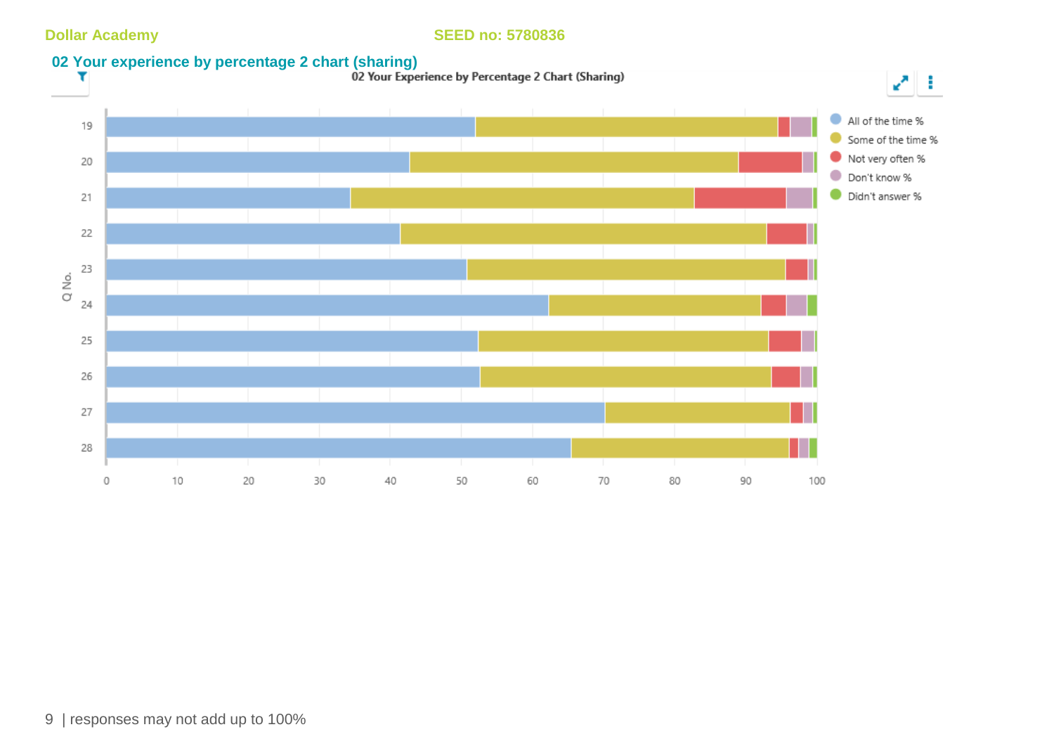Dollar Academy SEED no: 5780836

## 02 Your experience by percentage 2 chart (sharing)

02 Your Experience by Percentage 2 Chart (Sharing)

Q No.: 19, 20, 21, 22, 23, 24, 25, 26, 27, 28

0 10 20 30 40 50 60 70 80 90 100

- All of the time %
- Some of the time %
- Not very often %
- Don't know %
- Didn't answer %

| responses may not add up to 100%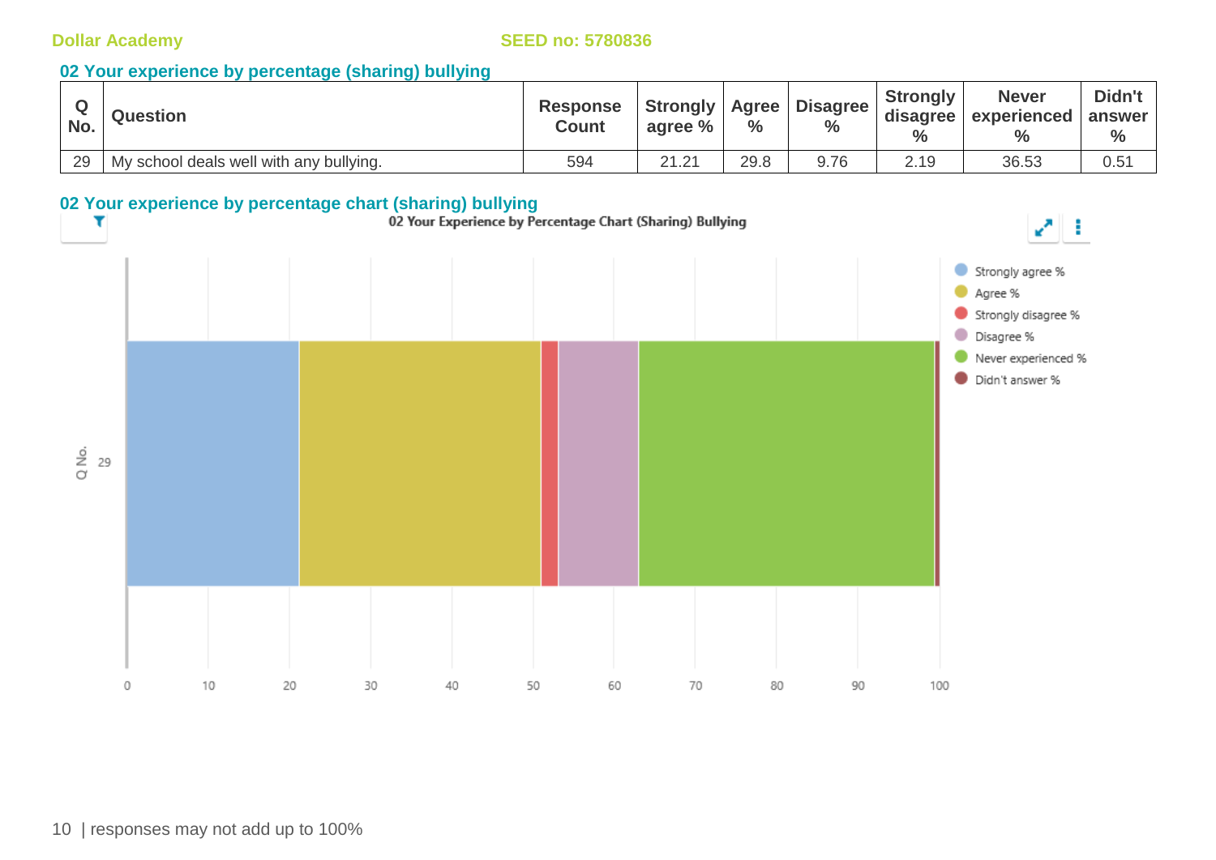Dollar Academy SEED no: 5780836

## 02 Your experience by percentage (sharing) bullying

| Q No. | Question | Response Count | Strongly agree % | Agree % | Disagree % | Strongly disagree % | Never experienced % | Didn't answer % |
|---|---|---|---|---|---|---|---|---|
| 29 | My school deals well with any bullying. | 594 | 21.21 | 29.8 | 9.76 | 2.19 | 36.53 | 0.51 |

## 02 Your experience by percentage chart (sharing) bullying

02 Your Experience by Percentage Chart (Sharing) Bullying

| Q No. | Strongly agree % | Agree % | Strongly disagree % | Disagree % | Never experienced % | Didn't answer % |
|---|---|---|---|---|---|---|
| 29 | 21.21 | 29.8 | 2.19 | 9.76 | 36.53 | 0.51 |

| responses may not add up to 100%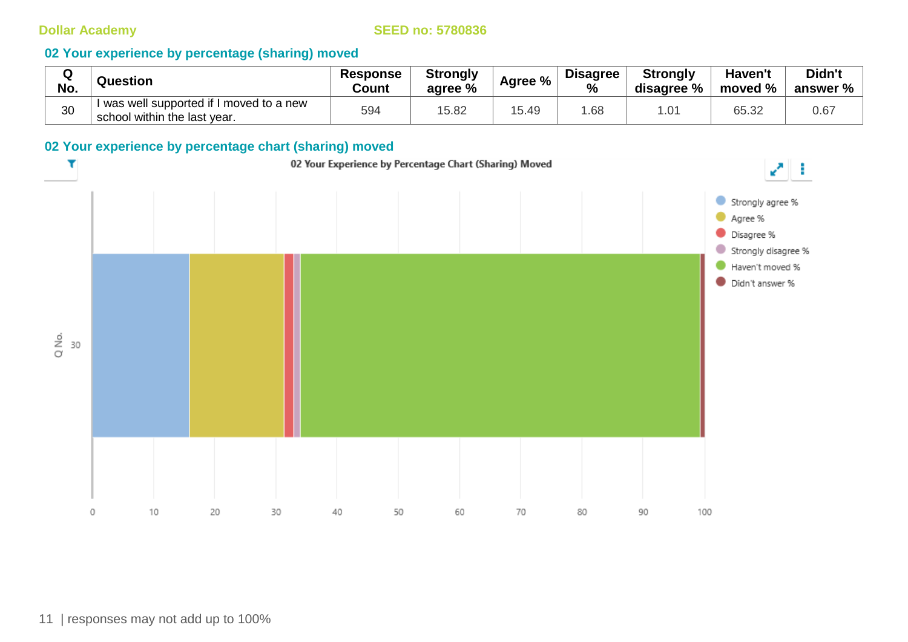## 02 Your experience by percentage (sharing) moved

| Q No. | Question | Response Count | Strongly agree % | Agree % | Disagree % | Strongly disagree % | Haven't moved % | Didn't answer % |
|---|---|---|---|---|---|---|---|---|
| 30 | I was well supported if I moved to a new school within the last year. | 594 | 15.82 | 15.49 | 1.68 | 1.01 | 65.32 | 0.67 |

## 02 Your experience by percentage chart (sharing) moved

02 Your Experience by Percentage Chart (Sharing) Moved

responses may not add up to 100%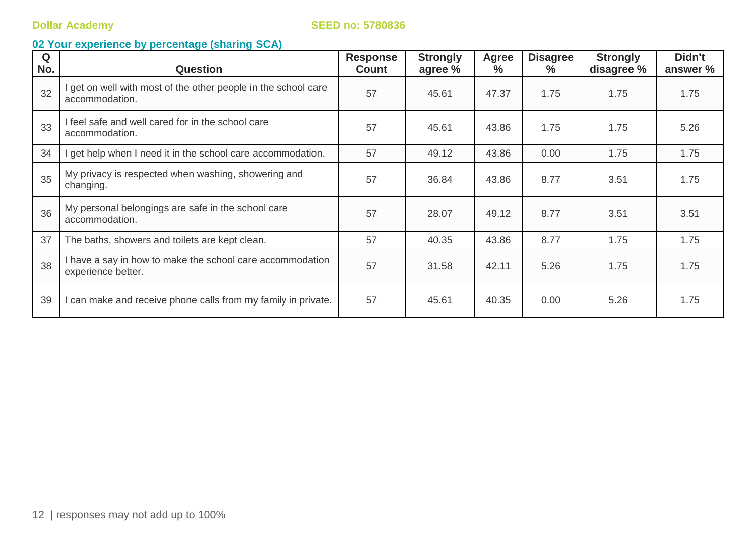## 02 Your experience by percentage (sharing SCA)

| Q No. | Question | Response Count | Strongly agree % | Agree % | Disagree % | Strongly disagree % | Didn't answer % |
|---|---|---|---|---|---|---|---|
| 32 | I get on well with most of the other people in the school care accommodation. | 57 | 45.61 | 47.37 | 1.75 | 1.75 | 1.75 |
| 33 | I feel safe and well cared for in the school care accommodation. | 57 | 45.61 | 43.86 | 1.75 | 1.75 | 5.26 |
| 34 | I get help when I need it in the school care accommodation. | 57 | 49.12 | 43.86 | 0.00 | 1.75 | 1.75 |
| 35 | My privacy is respected when washing, showering and changing. | 57 | 36.84 | 43.86 | 8.77 | 3.51 | 1.75 |
| 36 | My personal belongings are safe in the school care accommodation. | 57 | 28.07 | 49.12 | 8.77 | 3.51 | 3.51 |
| 37 | The baths, showers and toilets are kept clean. | 57 | 40.35 | 43.86 | 8.77 | 1.75 | 1.75 |
| 38 | I have a say in how to make the school care accommodation experience better. | 57 | 31.58 | 42.11 | 5.26 | 1.75 | 1.75 |
| 39 | I can make and receive phone calls from my family in private. | 57 | 45.61 | 40.35 | 0.00 | 5.26 | 1.75 |

responses may not add up to 100%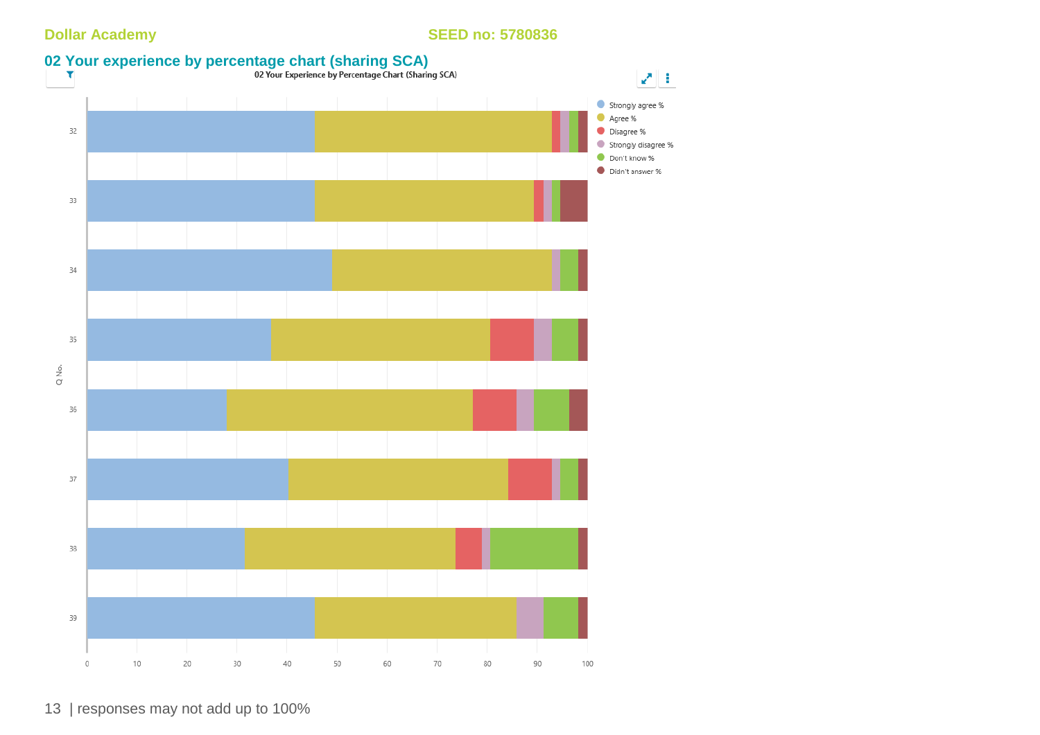Dollar Academy SEED no: 5780836

## 02 Your experience by percentage chart (sharing SCA)

02 Your Experience by Percentage Chart (Sharing SCA)

Legend: Strongly agree %, Agree %, Disagree %, Strongly disagree %, Don't know %, Didn't answer %

Q No.: 32, 33, 34, 35, 36, 37, 38, 39

0 10 20 30 40 50 60 70 80 90 100

responses may not add up to 100%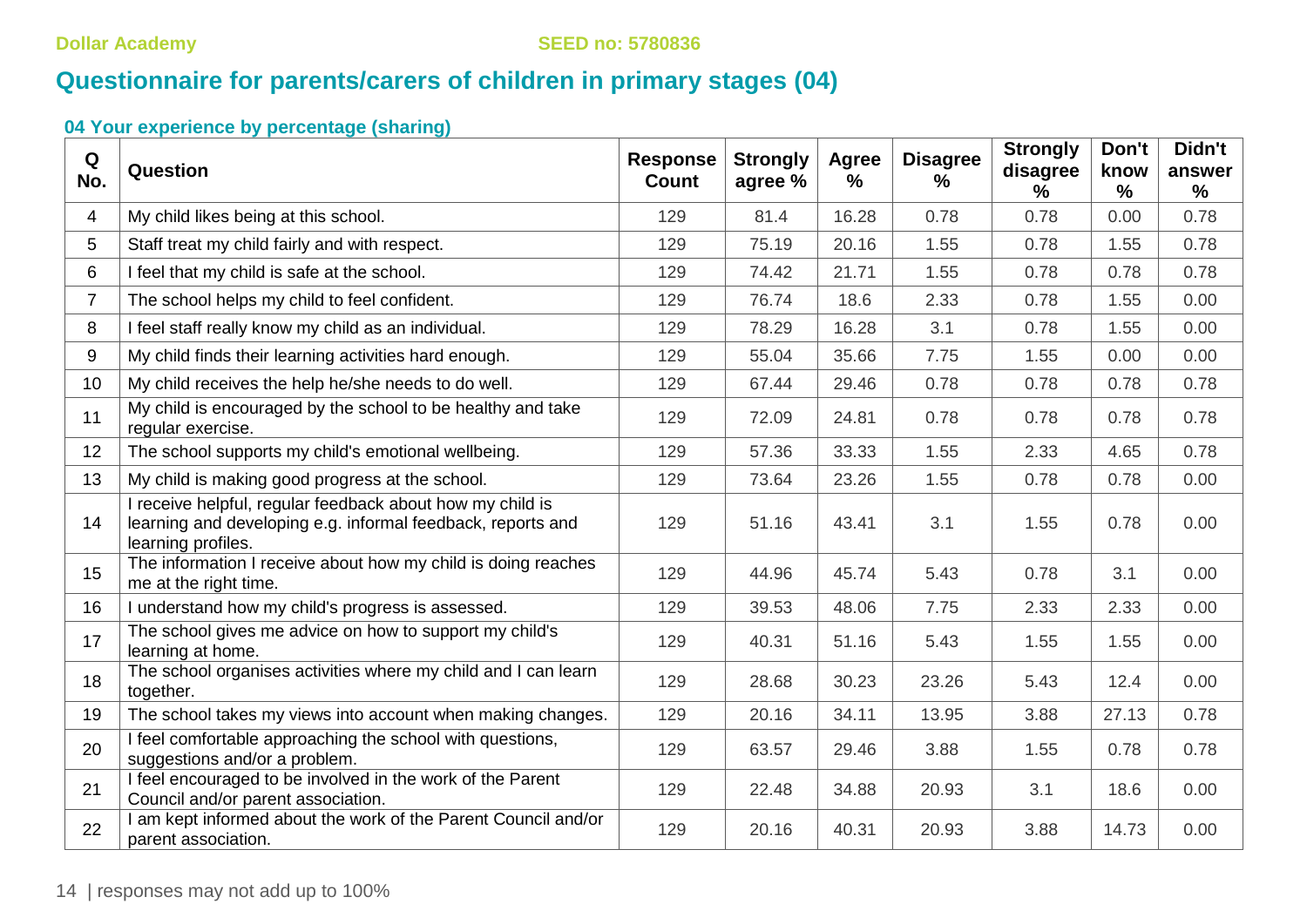Dollar Academy SEED no: 5780836

# Questionnaire for parents/carers of children in primary stages (04)

### 04 Your experience by percentage (sharing)

| Q No. | Question | Response Count | Strongly agree % | Agree % | Disagree % | Strongly disagree % | Don't know % | Didn't answer % |
|---|---|---|---|---|---|---|---|---|
| 4 | My child likes being at this school. | 129 | 81.4 | 16.28 | 0.78 | 0.78 | 0.00 | 0.78 |
| 5 | Staff treat my child fairly and with respect. | 129 | 75.19 | 20.16 | 1.55 | 0.78 | 1.55 | 0.78 |
| 6 | I feel that my child is safe at the school. | 129 | 74.42 | 21.71 | 1.55 | 0.78 | 0.78 | 0.78 |
| 7 | The school helps my child to feel confident. | 129 | 76.74 | 18.6 | 2.33 | 0.78 | 1.55 | 0.00 |
| 8 | I feel staff really know my child as an individual. | 129 | 78.29 | 16.28 | 3.1 | 0.78 | 1.55 | 0.00 |
| 9 | My child finds their learning activities hard enough. | 129 | 55.04 | 35.66 | 7.75 | 1.55 | 0.00 | 0.00 |
| 10 | My child receives the help he/she needs to do well. | 129 | 67.44 | 29.46 | 0.78 | 0.78 | 0.78 | 0.78 |
| 11 | My child is encouraged by the school to be healthy and take regular exercise. | 129 | 72.09 | 24.81 | 0.78 | 0.78 | 0.78 | 0.78 |
| 12 | The school supports my child's emotional wellbeing. | 129 | 57.36 | 33.33 | 1.55 | 2.33 | 4.65 | 0.78 |
| 13 | My child is making good progress at the school. | 129 | 73.64 | 23.26 | 1.55 | 0.78 | 0.78 | 0.00 |
| 14 | I receive helpful, regular feedback about how my child is learning and developing e.g. informal feedback, reports and learning profiles. | 129 | 51.16 | 43.41 | 3.1 | 1.55 | 0.78 | 0.00 |
| 15 | The information I receive about how my child is doing reaches me at the right time. | 129 | 44.96 | 45.74 | 5.43 | 0.78 | 3.1 | 0.00 |
| 16 | I understand how my child's progress is assessed. | 129 | 39.53 | 48.06 | 7.75 | 2.33 | 2.33 | 0.00 |
| 17 | The school gives me advice on how to support my child's learning at home. | 129 | 40.31 | 51.16 | 5.43 | 1.55 | 1.55 | 0.00 |
| 18 | The school organises activities where my child and I can learn together. | 129 | 28.68 | 30.23 | 23.26 | 5.43 | 12.4 | 0.00 |
| 19 | The school takes my views into account when making changes. | 129 | 20.16 | 34.11 | 13.95 | 3.88 | 27.13 | 0.78 |
| 20 | I feel comfortable approaching the school with questions, suggestions and/or a problem. | 129 | 63.57 | 29.46 | 3.88 | 1.55 | 0.78 | 0.78 |
| 21 | I feel encouraged to be involved in the work of the Parent Council and/or parent association. | 129 | 22.48 | 34.88 | 20.93 | 3.1 | 18.6 | 0.00 |
| 22 | I am kept informed about the work of the Parent Council and/or parent association. | 129 | 20.16 | 40.31 | 20.93 | 3.88 | 14.73 | 0.00 |

responses may not add up to 100%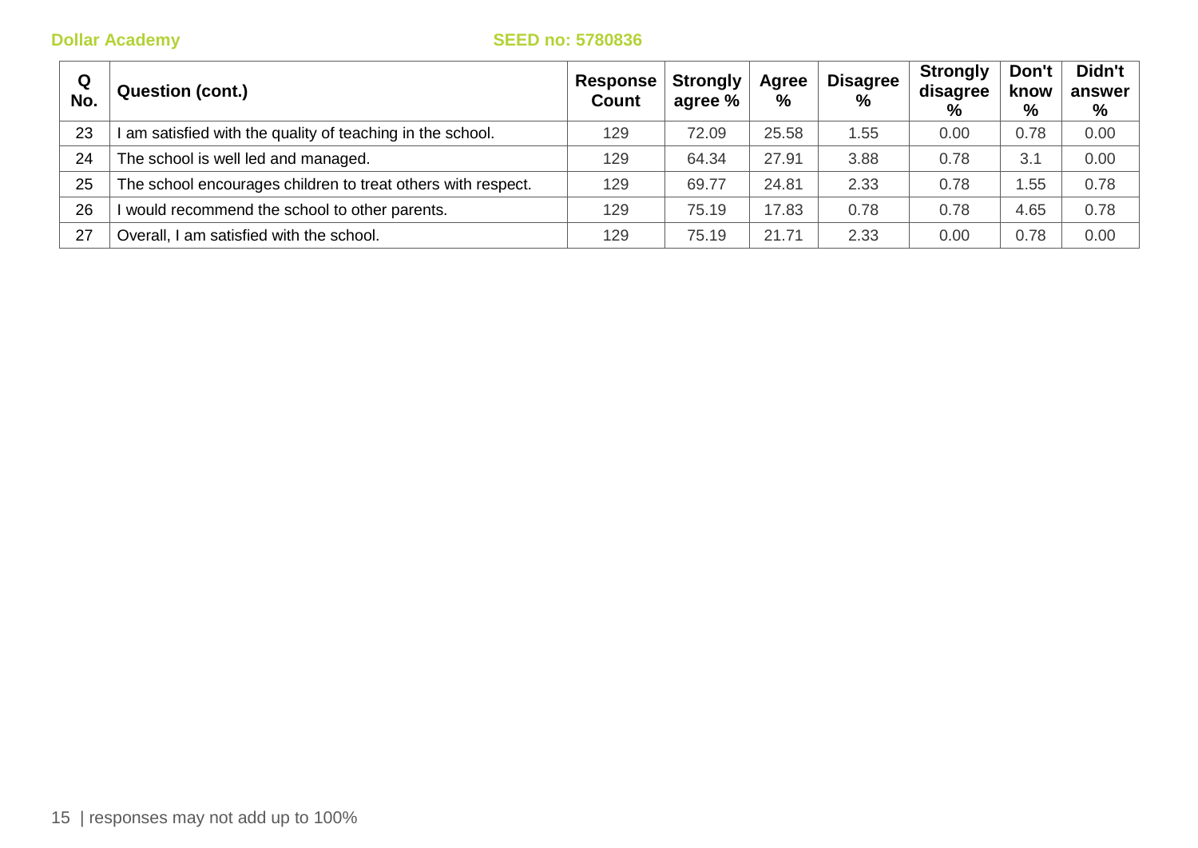**Dollar Academy** **SEED no: 5780836**

| Q No. | Question (cont.) | Response Count | Strongly agree % | Agree % | Disagree % | Strongly disagree % | Don't know % | Didn't answer % |
|---|---|---|---|---|---|---|---|---|
| 23 | I am satisfied with the quality of teaching in the school. | 129 | 72.09 | 25.58 | 1.55 | 0.00 | 0.78 | 0.00 |
| 24 | The school is well led and managed. | 129 | 64.34 | 27.91 | 3.88 | 0.78 | 3.1 | 0.00 |
| 25 | The school encourages children to treat others with respect. | 129 | 69.77 | 24.81 | 2.33 | 0.78 | 1.55 | 0.78 |
| 26 | I would recommend the school to other parents. | 129 | 75.19 | 17.83 | 0.78 | 0.78 | 4.65 | 0.78 |
| 27 | Overall, I am satisfied with the school. | 129 | 75.19 | 21.71 | 2.33 | 0.00 | 0.78 | 0.00 |

| responses may not add up to 100%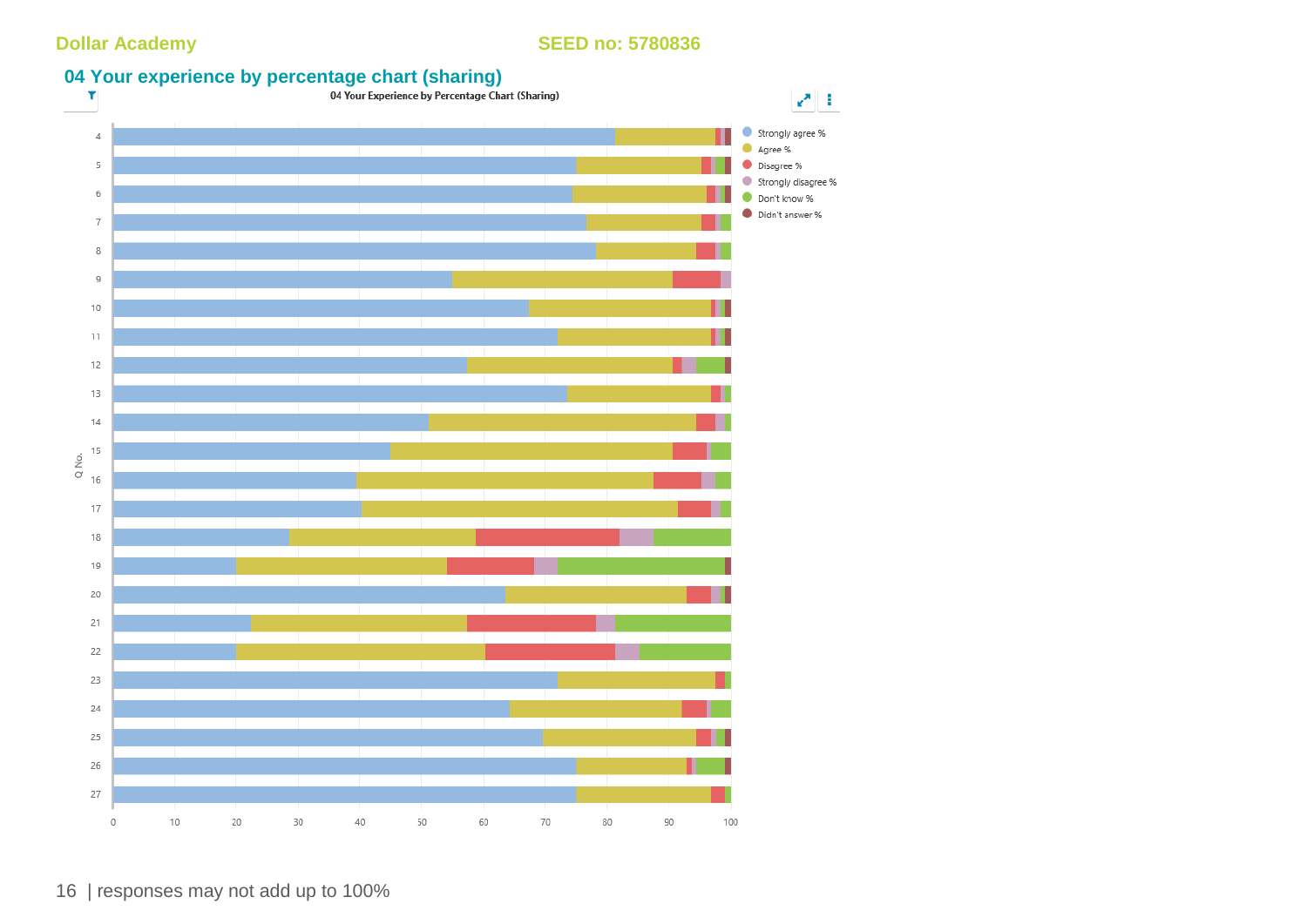## 04 Your experience by percentage chart (sharing)

04 Your Experience by Percentage Chart (Sharing)

Strongly agree %
Agree %
Disagree %
Strongly disagree %
Don't know %
Didn't answer %

Q No.

4
5
6
7
8
9
10
11
12
13
14
15
16
17
18
19
20
21
22
23
24
25
26
27

0 10 20 30 40 50 60 70 80 90 100

responses may not add up to 100%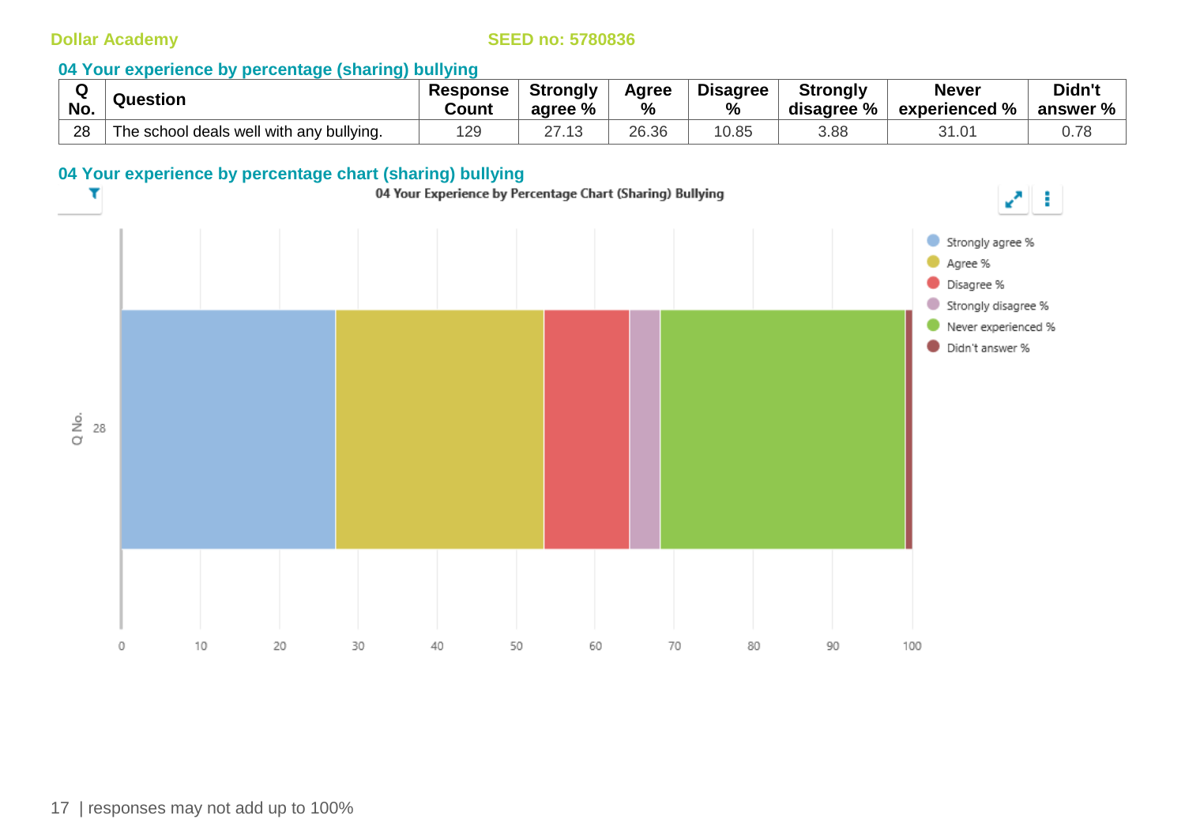Dollar Academy SEED no: 5780836

## 04 Your experience by percentage (sharing) bullying

| Q No. | Question | Response Count | Strongly agree % | Agree % | Disagree % | Strongly disagree % | Never experienced % | Didn't answer % |
|---|---|---|---|---|---|---|---|---|
| 28 | The school deals well with any bullying. | 129 | 27.13 | 26.36 | 10.85 | 3.88 | 31.01 | 0.78 |

## 04 Your experience by percentage chart (sharing) bullying

04 Your Experience by Percentage Chart (Sharing) Bullying

| Q No. | Strongly agree % | Agree % | Disagree % | Strongly disagree % | Never experienced % | Didn't answer % |
|---|---|---|---|---|---|---|
| 28 | 27.13 | 26.36 | 10.85 | 3.88 | 31.01 | 0.78 |

responses may not add up to 100%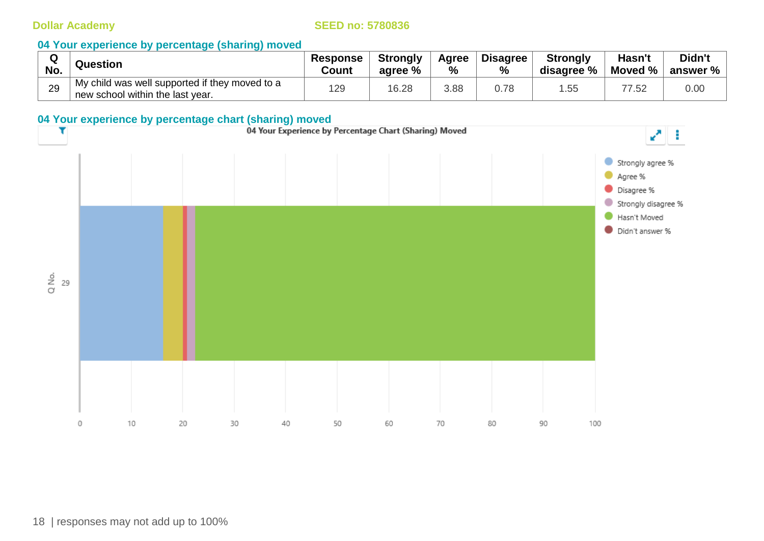Dollar Academy SEED no: 5780836

### 04 Your experience by percentage (sharing) moved

| Q No. | Question | Response Count | Strongly agree % | Agree % | Disagree % | Strongly disagree % | Hasn't Moved % | Didn't answer % |
|---|---|---|---|---|---|---|---|---|
| 29 | My child was well supported if they moved to a new school within the last year. | 129 | 16.28 | 3.88 | 0.78 | 1.55 | 77.52 | 0.00 |

### 04 Your experience by percentage chart (sharing) moved

04 Your Experience by Percentage Chart (Sharing) Moved

| Q No. | Strongly agree % | Agree % | Disagree % | Strongly disagree % | Hasn't Moved | Didn't answer % |
|---|---|---|---|---|---|---|
| 29 | 16.28 | 3.88 | 0.78 | 1.55 | 77.52 | 0.00 |

| responses may not add up to 100%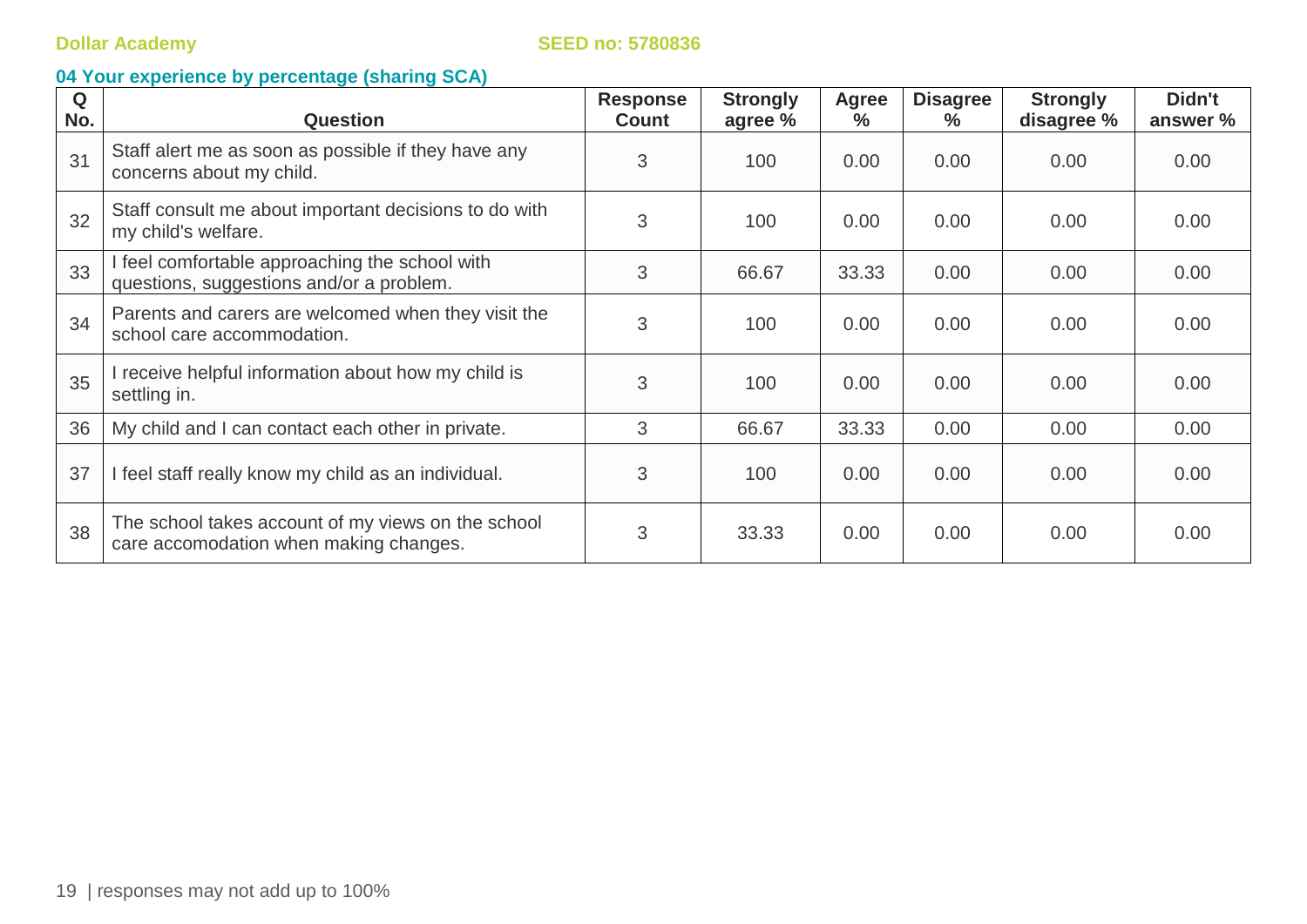Dollar Academy SEED no: 5780836

### 04 Your experience by percentage (sharing SCA)

| Q No. | Question | Response Count | Strongly agree % | Agree % | Disagree % | Strongly disagree % | Didn't answer % |
|---|---|---|---|---|---|---|---|
| 31 | Staff alert me as soon as possible if they have any concerns about my child. | 3 | 100 | 0.00 | 0.00 | 0.00 | 0.00 |
| 32 | Staff consult me about important decisions to do with my child's welfare. | 3 | 100 | 0.00 | 0.00 | 0.00 | 0.00 |
| 33 | I feel comfortable approaching the school with questions, suggestions and/or a problem. | 3 | 66.67 | 33.33 | 0.00 | 0.00 | 0.00 |
| 34 | Parents and carers are welcomed when they visit the school care accommodation. | 3 | 100 | 0.00 | 0.00 | 0.00 | 0.00 |
| 35 | I receive helpful information about how my child is settling in. | 3 | 100 | 0.00 | 0.00 | 0.00 | 0.00 |
| 36 | My child and I can contact each other in private. | 3 | 66.67 | 33.33 | 0.00 | 0.00 | 0.00 |
| 37 | I feel staff really know my child as an individual. | 3 | 100 | 0.00 | 0.00 | 0.00 | 0.00 |
| 38 | The school takes account of my views on the school care accomodation when making changes. | 3 | 33.33 | 0.00 | 0.00 | 0.00 | 0.00 |

responses may not add up to 100%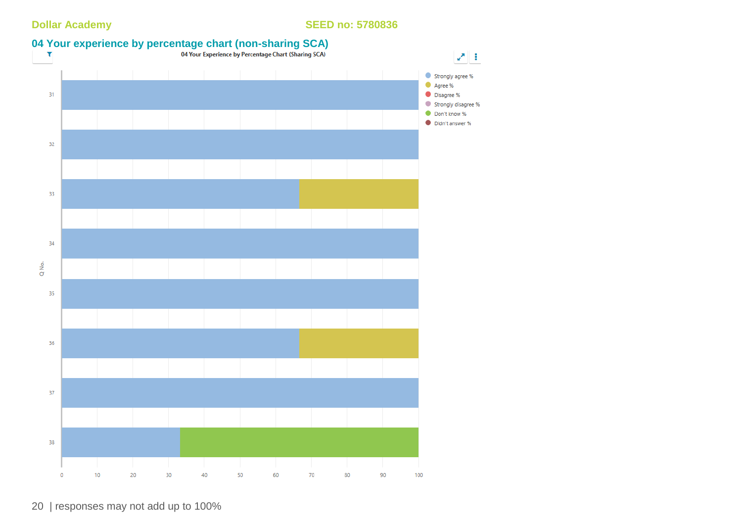Dollar Academy SEED no: 5780836

## 04 Your experience by percentage chart (non-sharing SCA)

04 Your Experience by Percentage Chart (Sharing SCA)

| Q No. | Strongly agree % | Agree % | Disagree % | Strongly disagree % | Don't know % | Didn't answer % |
|---|---|---|---|---|---|---|
| 31 | 100 | | | | | |
| 32 | 100 | | | | | |
| 33 | 66.7 | 33.3 | | | | |
| 34 | 100 | | | | | |
| 35 | 100 | | | | | |
| 36 | 66.7 | 33.3 | | | | |
| 37 | 100 | | | | | |
| 38 | 33.3 | | | | 66.7 | |

| responses may not add up to 100%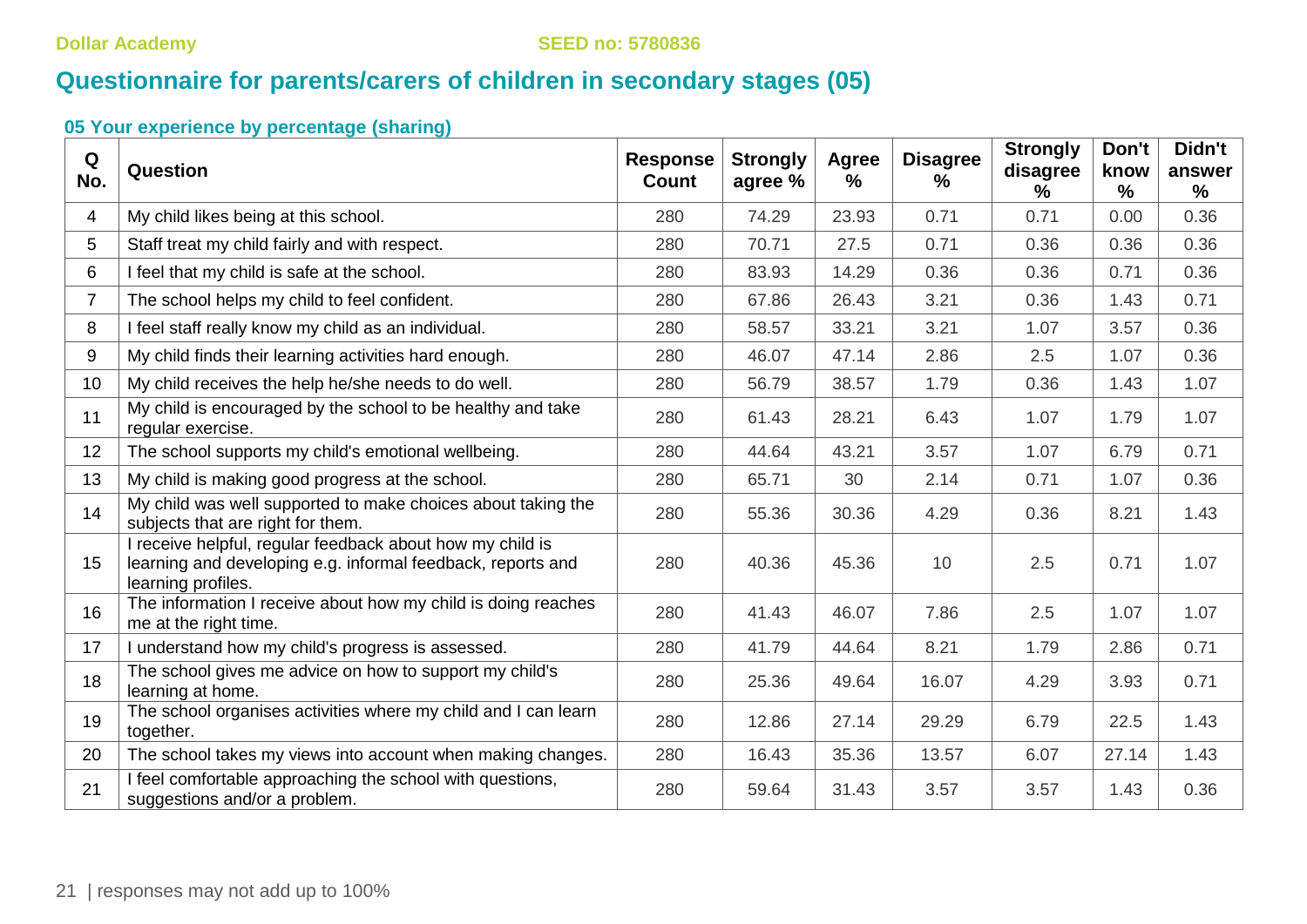Dollar Academy SEED no: 5780836

# Questionnaire for parents/carers of children in secondary stages (05)

### 05 Your experience by percentage (sharing)

| Q No. | Question | Response Count | Strongly agree % | Agree % | Disagree % | Strongly disagree % | Don't know % | Didn't answer % |
|---|---|---|---|---|---|---|---|---|
| 4 | My child likes being at this school. | 280 | 74.29 | 23.93 | 0.71 | 0.71 | 0.00 | 0.36 |
| 5 | Staff treat my child fairly and with respect. | 280 | 70.71 | 27.5 | 0.71 | 0.36 | 0.36 | 0.36 |
| 6 | I feel that my child is safe at the school. | 280 | 83.93 | 14.29 | 0.36 | 0.36 | 0.71 | 0.36 |
| 7 | The school helps my child to feel confident. | 280 | 67.86 | 26.43 | 3.21 | 0.36 | 1.43 | 0.71 |
| 8 | I feel staff really know my child as an individual. | 280 | 58.57 | 33.21 | 3.21 | 1.07 | 3.57 | 0.36 |
| 9 | My child finds their learning activities hard enough. | 280 | 46.07 | 47.14 | 2.86 | 2.5 | 1.07 | 0.36 |
| 10 | My child receives the help he/she needs to do well. | 280 | 56.79 | 38.57 | 1.79 | 0.36 | 1.43 | 1.07 |
| 11 | My child is encouraged by the school to be healthy and take regular exercise. | 280 | 61.43 | 28.21 | 6.43 | 1.07 | 1.79 | 1.07 |
| 12 | The school supports my child's emotional wellbeing. | 280 | 44.64 | 43.21 | 3.57 | 1.07 | 6.79 | 0.71 |
| 13 | My child is making good progress at the school. | 280 | 65.71 | 30 | 2.14 | 0.71 | 1.07 | 0.36 |
| 14 | My child was well supported to make choices about taking the subjects that are right for them. | 280 | 55.36 | 30.36 | 4.29 | 0.36 | 8.21 | 1.43 |
| 15 | I receive helpful, regular feedback about how my child is learning and developing e.g. informal feedback, reports and learning profiles. | 280 | 40.36 | 45.36 | 10 | 2.5 | 0.71 | 1.07 |
| 16 | The information I receive about how my child is doing reaches me at the right time. | 280 | 41.43 | 46.07 | 7.86 | 2.5 | 1.07 | 1.07 |
| 17 | I understand how my child's progress is assessed. | 280 | 41.79 | 44.64 | 8.21 | 1.79 | 2.86 | 0.71 |
| 18 | The school gives me advice on how to support my child's learning at home. | 280 | 25.36 | 49.64 | 16.07 | 4.29 | 3.93 | 0.71 |
| 19 | The school organises activities where my child and I can learn together. | 280 | 12.86 | 27.14 | 29.29 | 6.79 | 22.5 | 1.43 |
| 20 | The school takes my views into account when making changes. | 280 | 16.43 | 35.36 | 13.57 | 6.07 | 27.14 | 1.43 |
| 21 | I feel comfortable approaching the school with questions, suggestions and/or a problem. | 280 | 59.64 | 31.43 | 3.57 | 3.57 | 1.43 | 0.36 |

responses may not add up to 100%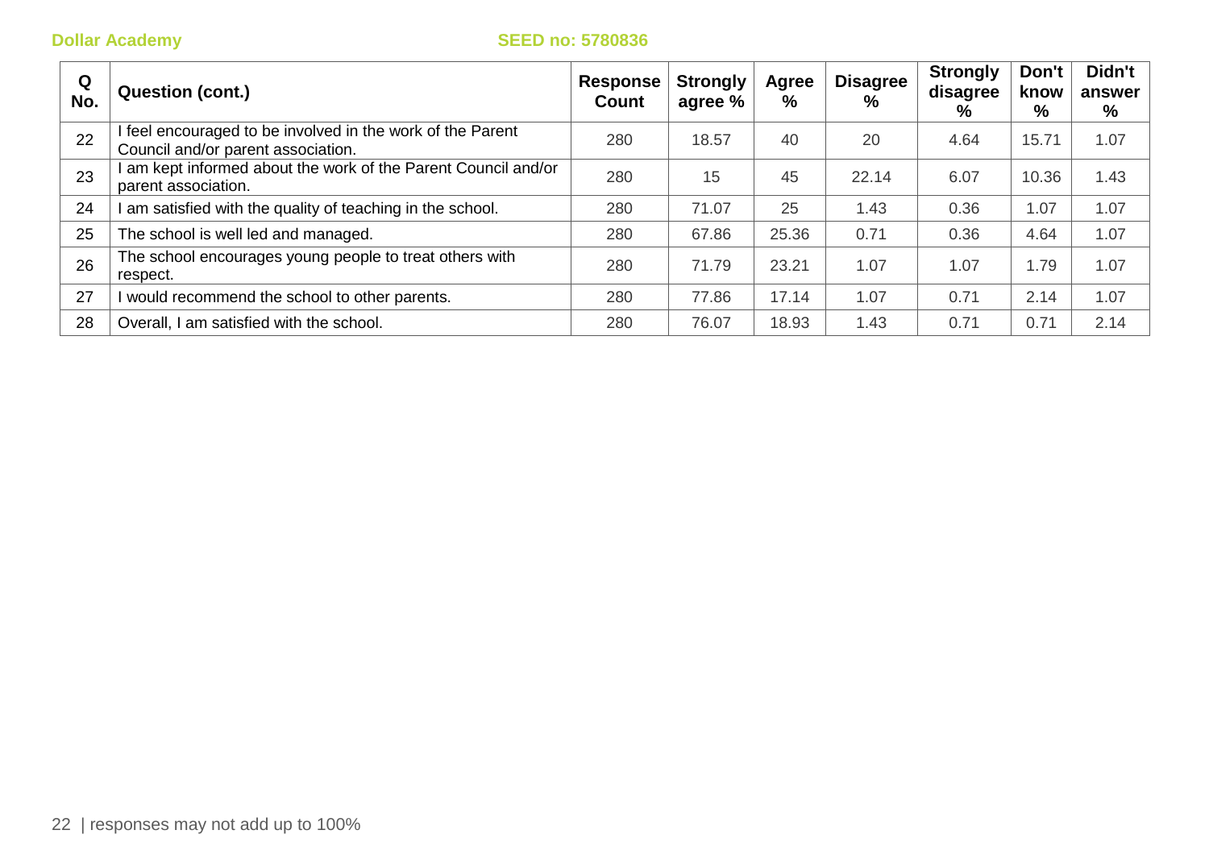| Q No. | Question (cont.) | Response Count | Strongly agree % | Agree % | Disagree % | Strongly disagree % | Don't know % | Didn't answer % |
|---|---|---|---|---|---|---|---|---|
| 22 | I feel encouraged to be involved in the work of the Parent Council and/or parent association. | 280 | 18.57 | 40 | 20 | 4.64 | 15.71 | 1.07 |
| 23 | I am kept informed about the work of the Parent Council and/or parent association. | 280 | 15 | 45 | 22.14 | 6.07 | 10.36 | 1.43 |
| 24 | I am satisfied with the quality of teaching in the school. | 280 | 71.07 | 25 | 1.43 | 0.36 | 1.07 | 1.07 |
| 25 | The school is well led and managed. | 280 | 67.86 | 25.36 | 0.71 | 0.36 | 4.64 | 1.07 |
| 26 | The school encourages young people to treat others with respect. | 280 | 71.79 | 23.21 | 1.07 | 1.07 | 1.79 | 1.07 |
| 27 | I would recommend the school to other parents. | 280 | 77.86 | 17.14 | 1.07 | 0.71 | 2.14 | 1.07 |
| 28 | Overall, I am satisfied with the school. | 280 | 76.07 | 18.93 | 1.43 | 0.71 | 0.71 | 2.14 |

responses may not add up to 100%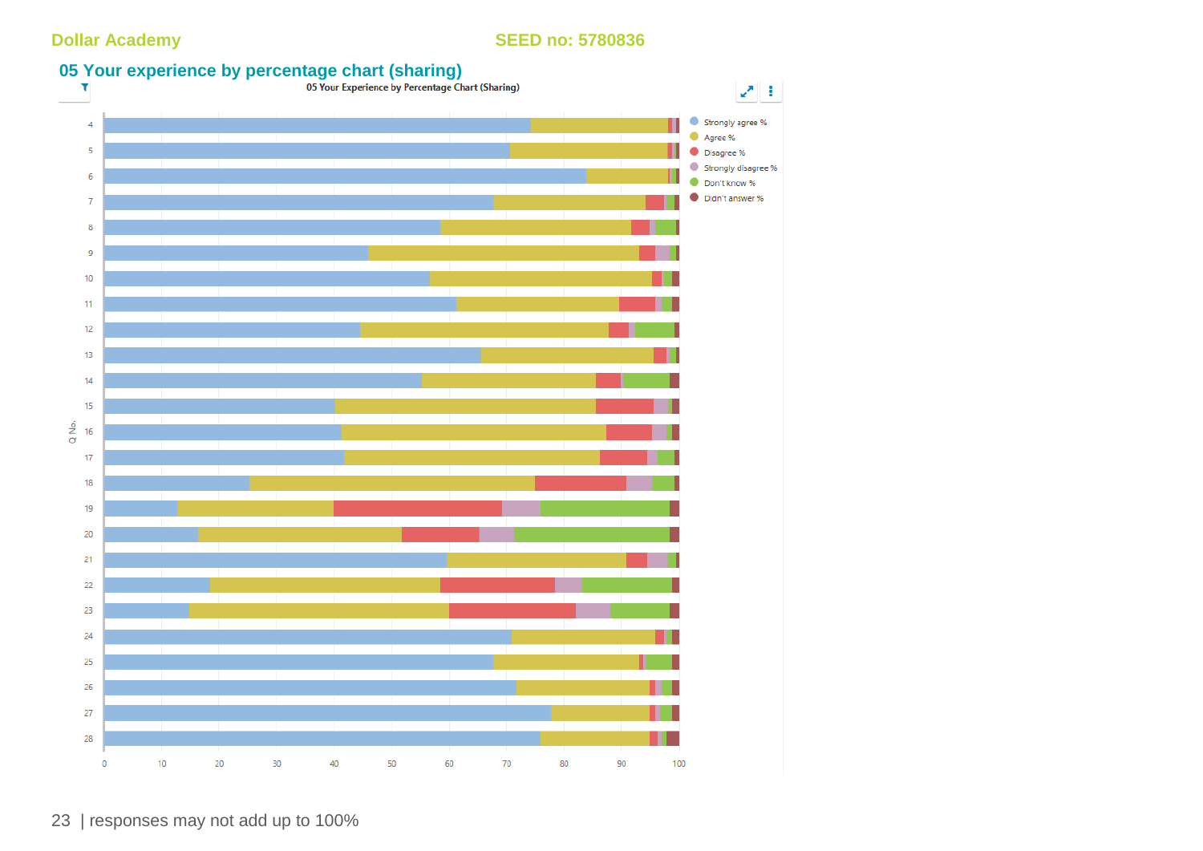## 05 Your experience by percentage chart (sharing)

05 Your Experience by Percentage Chart (Sharing)

Legend: Strongly agree %, Agree %, Disagree %, Strongly disagree %, Don't know %, Didn't answer %

Q No.: 4, 5, 6, 7, 8, 9, 10, 11, 12, 13, 14, 15, 16, 17, 18, 19, 20, 21, 22, 23, 24, 25, 26, 27, 28

Axis: 0, 10, 20, 30, 40, 50, 60, 70, 80, 90, 100

| responses may not add up to 100%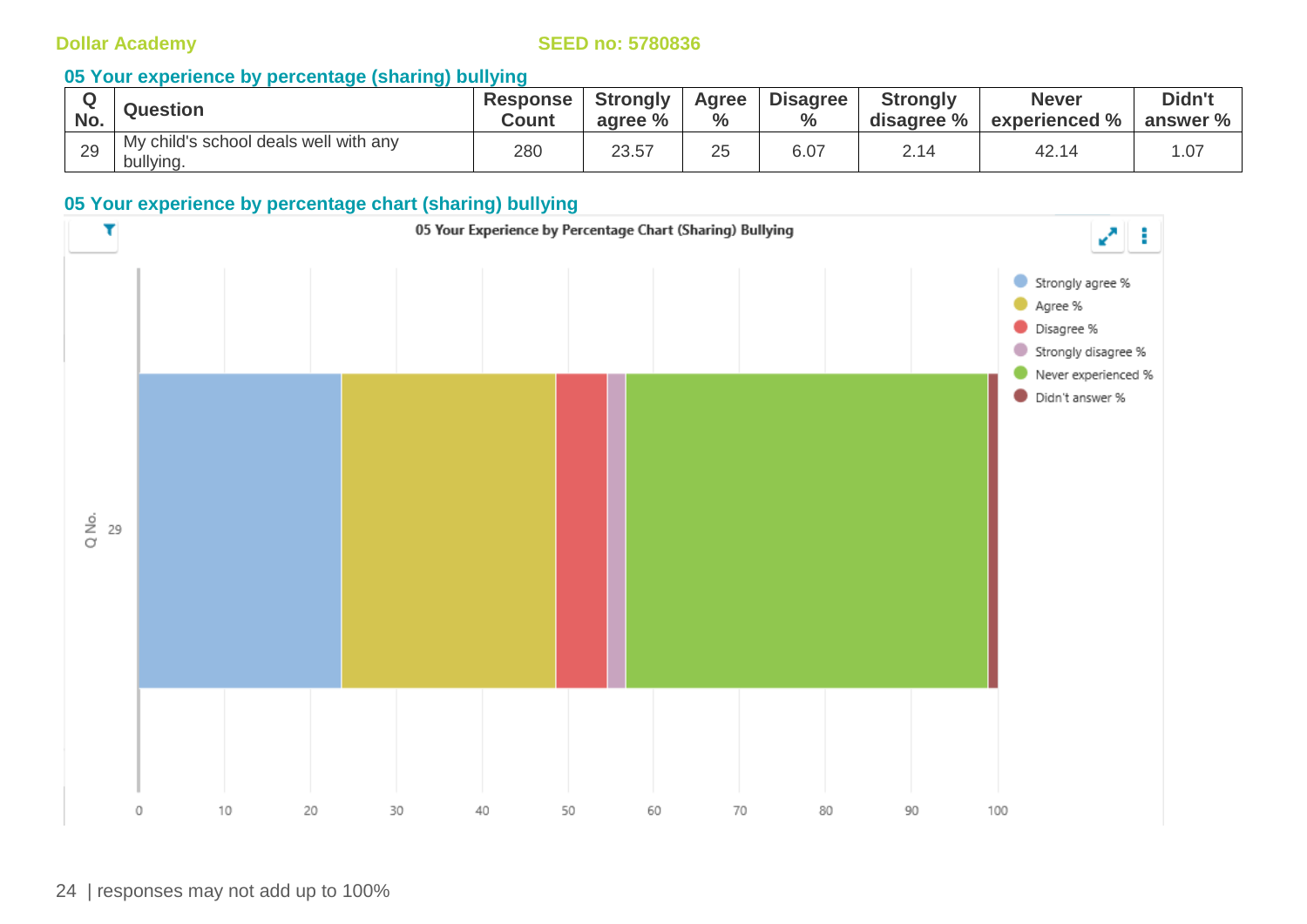## 05 Your experience by percentage (sharing) bullying

| Q No. | Question | Response Count | Strongly agree % | Agree % | Disagree % | Strongly disagree % | Never experienced % | Didn't answer % |
|---|---|---|---|---|---|---|---|---|
| 29 | My child's school deals well with any bullying. | 280 | 23.57 | 25 | 6.07 | 2.14 | 42.14 | 1.07 |

## 05 Your experience by percentage chart (sharing) bullying

05 Your Experience by Percentage Chart (Sharing) Bullying

responses may not add up to 100%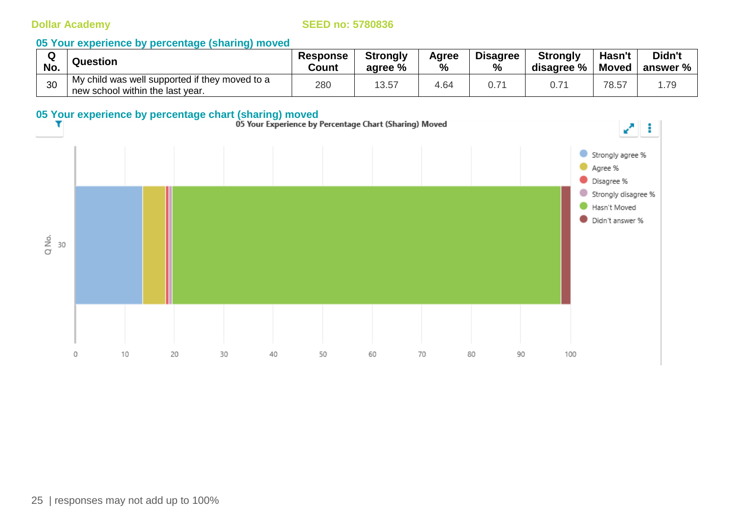Dollar Academy SEED no: 5780836

## 05 Your experience by percentage (sharing) moved

| Q No. | Question | Response Count | Strongly agree % | Agree % | Disagree % | Strongly disagree % | Hasn't Moved | Didn't answer % |
|---|---|---|---|---|---|---|---|---|
| 30 | My child was well supported if they moved to a new school within the last year. | 280 | 13.57 | 4.64 | 0.71 | 0.71 | 78.57 | 1.79 |

## 05 Your experience by percentage chart (sharing) moved

05 Your Experience by Percentage Chart (Sharing) Moved

| Q No. | Strongly agree % | Agree % | Disagree % | Strongly disagree % | Hasn't Moved | Didn't answer % |
|---|---|---|---|---|---|---|
| 30 | 13.57 | 4.64 | 0.71 | 0.71 | 78.57 | 1.79 |

responses may not add up to 100%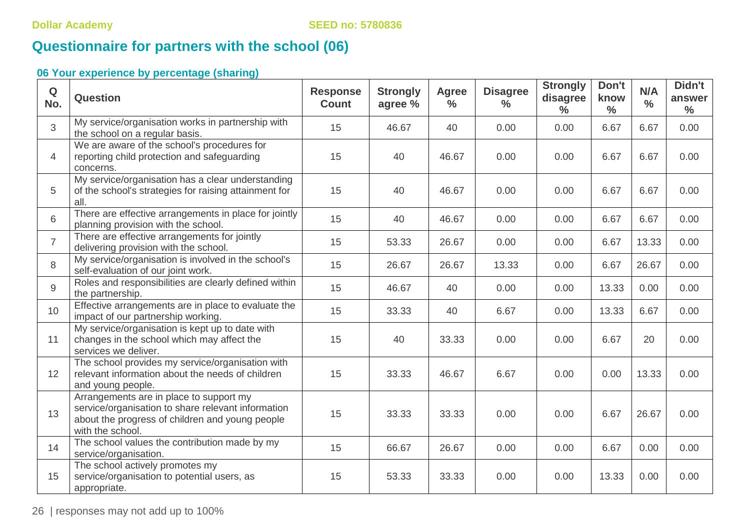Dollar Academy SEED no: 5780836

## Questionnaire for partners with the school (06)

### 06 Your experience by percentage (sharing)

| Q No. | Question | Response Count | Strongly agree % | Agree % | Disagree % | Strongly disagree % | Don't know % | N/A % | Didn't answer % |
|---|---|---|---|---|---|---|---|---|---|
| 3 | My service/organisation works in partnership with the school on a regular basis. | 15 | 46.67 | 40 | 0.00 | 0.00 | 6.67 | 6.67 | 0.00 |
| 4 | We are aware of the school's procedures for reporting child protection and safeguarding concerns. | 15 | 40 | 46.67 | 0.00 | 0.00 | 6.67 | 6.67 | 0.00 |
| 5 | My service/organisation has a clear understanding of the school's strategies for raising attainment for all. | 15 | 40 | 46.67 | 0.00 | 0.00 | 6.67 | 6.67 | 0.00 |
| 6 | There are effective arrangements in place for jointly planning provision with the school. | 15 | 40 | 46.67 | 0.00 | 0.00 | 6.67 | 6.67 | 0.00 |
| 7 | There are effective arrangements for jointly delivering provision with the school. | 15 | 53.33 | 26.67 | 0.00 | 0.00 | 6.67 | 13.33 | 0.00 |
| 8 | My service/organisation is involved in the school's self-evaluation of our joint work. | 15 | 26.67 | 26.67 | 13.33 | 0.00 | 6.67 | 26.67 | 0.00 |
| 9 | Roles and responsibilities are clearly defined within the partnership. | 15 | 46.67 | 40 | 0.00 | 0.00 | 13.33 | 0.00 | 0.00 |
| 10 | Effective arrangements are in place to evaluate the impact of our partnership working. | 15 | 33.33 | 40 | 6.67 | 0.00 | 13.33 | 6.67 | 0.00 |
| 11 | My service/organisation is kept up to date with changes in the school which may affect the services we deliver. | 15 | 40 | 33.33 | 0.00 | 0.00 | 6.67 | 20 | 0.00 |
| 12 | The school provides my service/organisation with relevant information about the needs of children and young people. | 15 | 33.33 | 46.67 | 6.67 | 0.00 | 0.00 | 13.33 | 0.00 |
| 13 | Arrangements are in place to support my service/organisation to share relevant information about the progress of children and young people with the school. | 15 | 33.33 | 33.33 | 0.00 | 0.00 | 6.67 | 26.67 | 0.00 |
| 14 | The school values the contribution made by my service/organisation. | 15 | 66.67 | 26.67 | 0.00 | 0.00 | 6.67 | 0.00 | 0.00 |
| 15 | The school actively promotes my service/organisation to potential users, as appropriate. | 15 | 53.33 | 33.33 | 0.00 | 0.00 | 13.33 | 0.00 | 0.00 |

responses may not add up to 100%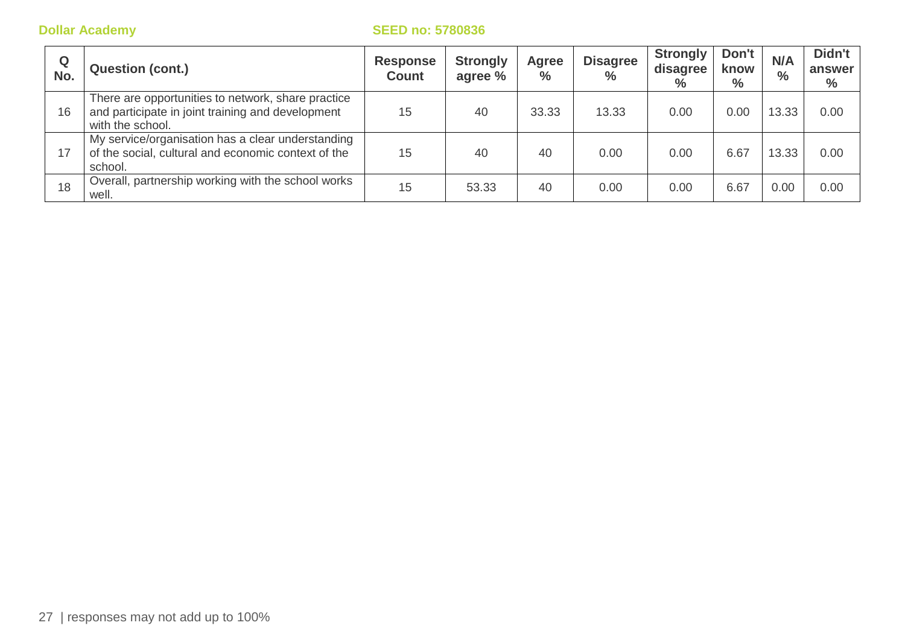| Q No. | Question (cont.) | Response Count | Strongly agree % | Agree % | Disagree % | Strongly disagree % | Don't know % | N/A % | Didn't answer % |
|---|---|---|---|---|---|---|---|---|---|
| 16 | There are opportunities to network, share practice and participate in joint training and development with the school. | 15 | 40 | 33.33 | 13.33 | 0.00 | 0.00 | 13.33 | 0.00 |
| 17 | My service/organisation has a clear understanding of the social, cultural and economic context of the school. | 15 | 40 | 40 | 0.00 | 0.00 | 6.67 | 13.33 | 0.00 |
| 18 | Overall, partnership working with the school works well. | 15 | 53.33 | 40 | 0.00 | 0.00 | 6.67 | 0.00 | 0.00 |

responses may not add up to 100%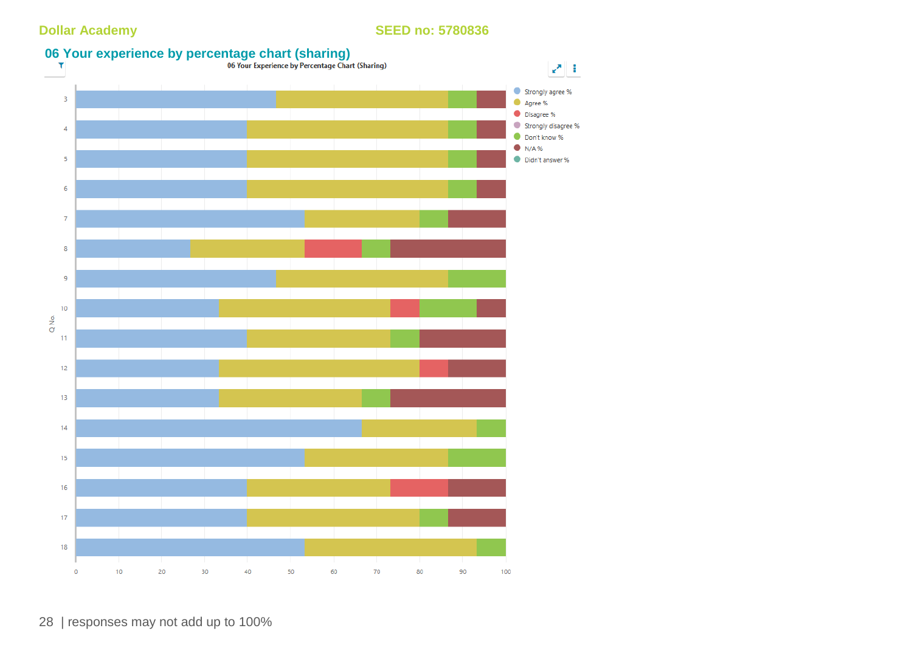# 06 Your experience by percentage chart (sharing)

06 Your Experience by Percentage Chart (Sharing)

Legend: Strongly agree %, Agree %, Disagree %, Strongly disagree %, Don't know %, N/A %, Didn't answer %

Q No.: 3, 4, 5, 6, 7, 8, 9, 10, 11, 12, 13, 14, 15, 16, 17, 18

0 10 20 30 40 50 60 70 80 90 100

responses may not add up to 100%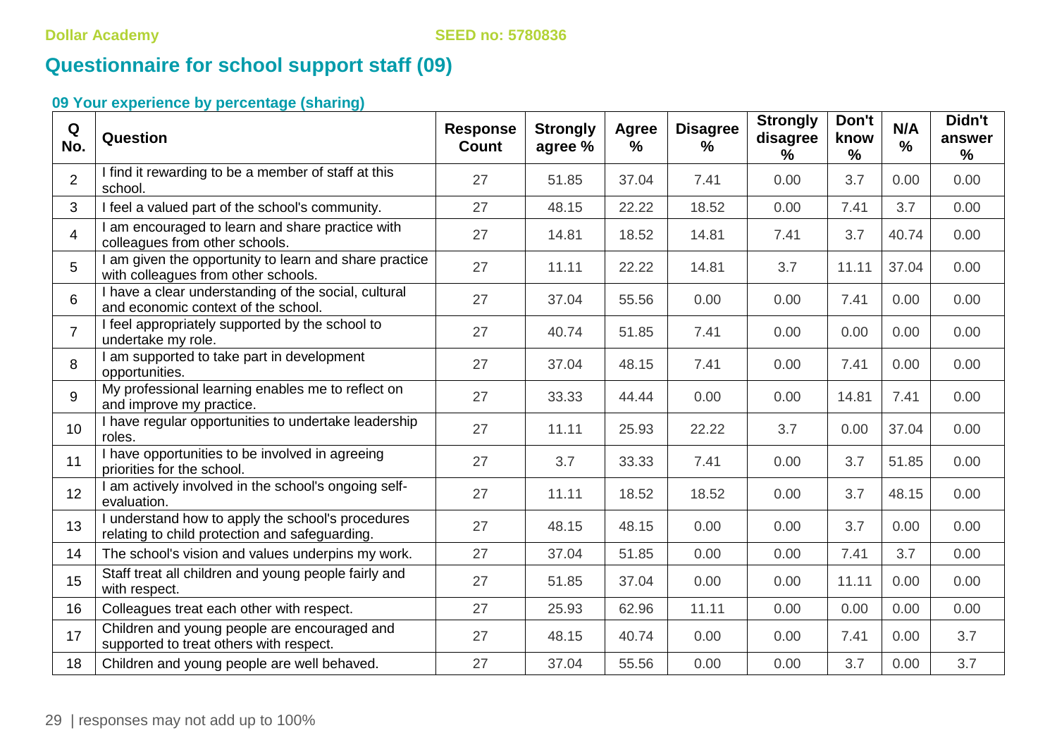Dollar Academy SEED no: 5780836

# Questionnaire for school support staff (09)

### 09 Your experience by percentage (sharing)

| Q No. | Question | Response Count | Strongly agree % | Agree % | Disagree % | Strongly disagree % | Don't know % | N/A % | Didn't answer % |
|---|---|---|---|---|---|---|---|---|---|
| 2 | I find it rewarding to be a member of staff at this school. | 27 | 51.85 | 37.04 | 7.41 | 0.00 | 3.7 | 0.00 | 0.00 |
| 3 | I feel a valued part of the school's community. | 27 | 48.15 | 22.22 | 18.52 | 0.00 | 7.41 | 3.7 | 0.00 |
| 4 | I am encouraged to learn and share practice with colleagues from other schools. | 27 | 14.81 | 18.52 | 14.81 | 7.41 | 3.7 | 40.74 | 0.00 |
| 5 | I am given the opportunity to learn and share practice with colleagues from other schools. | 27 | 11.11 | 22.22 | 14.81 | 3.7 | 11.11 | 37.04 | 0.00 |
| 6 | I have a clear understanding of the social, cultural and economic context of the school. | 27 | 37.04 | 55.56 | 0.00 | 0.00 | 7.41 | 0.00 | 0.00 |
| 7 | I feel appropriately supported by the school to undertake my role. | 27 | 40.74 | 51.85 | 7.41 | 0.00 | 0.00 | 0.00 | 0.00 |
| 8 | I am supported to take part in development opportunities. | 27 | 37.04 | 48.15 | 7.41 | 0.00 | 7.41 | 0.00 | 0.00 |
| 9 | My professional learning enables me to reflect on and improve my practice. | 27 | 33.33 | 44.44 | 0.00 | 0.00 | 14.81 | 7.41 | 0.00 |
| 10 | I have regular opportunities to undertake leadership roles. | 27 | 11.11 | 25.93 | 22.22 | 3.7 | 0.00 | 37.04 | 0.00 |
| 11 | I have opportunities to be involved in agreeing priorities for the school. | 27 | 3.7 | 33.33 | 7.41 | 0.00 | 3.7 | 51.85 | 0.00 |
| 12 | I am actively involved in the school's ongoing self-evaluation. | 27 | 11.11 | 18.52 | 18.52 | 0.00 | 3.7 | 48.15 | 0.00 |
| 13 | I understand how to apply the school's procedures relating to child protection and safeguarding. | 27 | 48.15 | 48.15 | 0.00 | 0.00 | 3.7 | 0.00 | 0.00 |
| 14 | The school's vision and values underpins my work. | 27 | 37.04 | 51.85 | 0.00 | 0.00 | 7.41 | 3.7 | 0.00 |
| 15 | Staff treat all children and young people fairly and with respect. | 27 | 51.85 | 37.04 | 0.00 | 0.00 | 11.11 | 0.00 | 0.00 |
| 16 | Colleagues treat each other with respect. | 27 | 25.93 | 62.96 | 11.11 | 0.00 | 0.00 | 0.00 | 0.00 |
| 17 | Children and young people are encouraged and supported to treat others with respect. | 27 | 48.15 | 40.74 | 0.00 | 0.00 | 7.41 | 0.00 | 3.7 |
| 18 | Children and young people are well behaved. | 27 | 37.04 | 55.56 | 0.00 | 0.00 | 3.7 | 0.00 | 3.7 |

| responses may not add up to 100%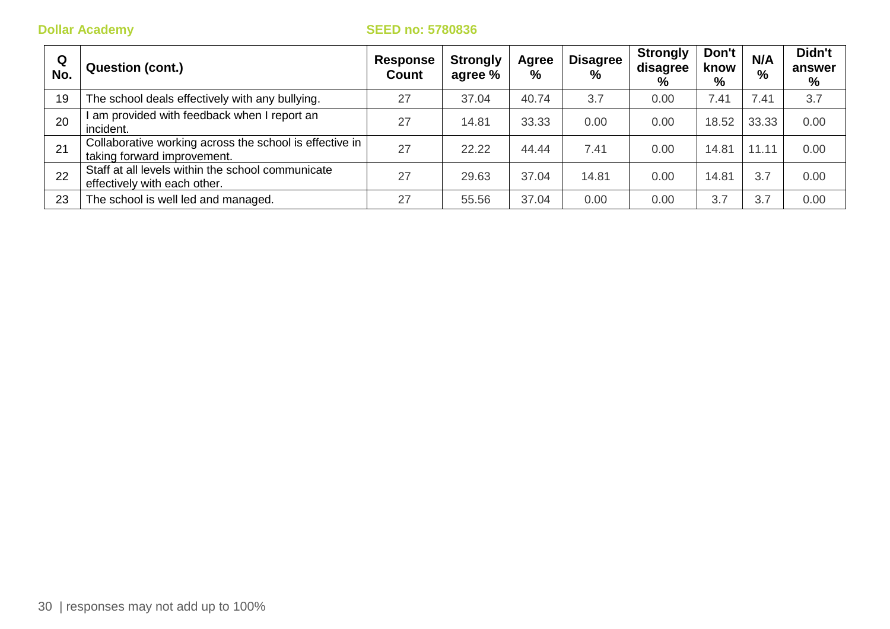**Dollar Academy** **SEED no: 5780836**

| Q No. | Question (cont.) | Response Count | Strongly agree % | Agree % | Disagree % | Strongly disagree % | Don't know % | N/A % | Didn't answer % |
|---|---|---|---|---|---|---|---|---|---|
| 19 | The school deals effectively with any bullying. | 27 | 37.04 | 40.74 | 3.7 | 0.00 | 7.41 | 7.41 | 3.7 |
| 20 | I am provided with feedback when I report an incident. | 27 | 14.81 | 33.33 | 0.00 | 0.00 | 18.52 | 33.33 | 0.00 |
| 21 | Collaborative working across the school is effective in taking forward improvement. | 27 | 22.22 | 44.44 | 7.41 | 0.00 | 14.81 | 11.11 | 0.00 |
| 22 | Staff at all levels within the school communicate effectively with each other. | 27 | 29.63 | 37.04 | 14.81 | 0.00 | 14.81 | 3.7 | 0.00 |
| 23 | The school is well led and managed. | 27 | 55.56 | 37.04 | 0.00 | 0.00 | 3.7 | 3.7 | 0.00 |

responses may not add up to 100%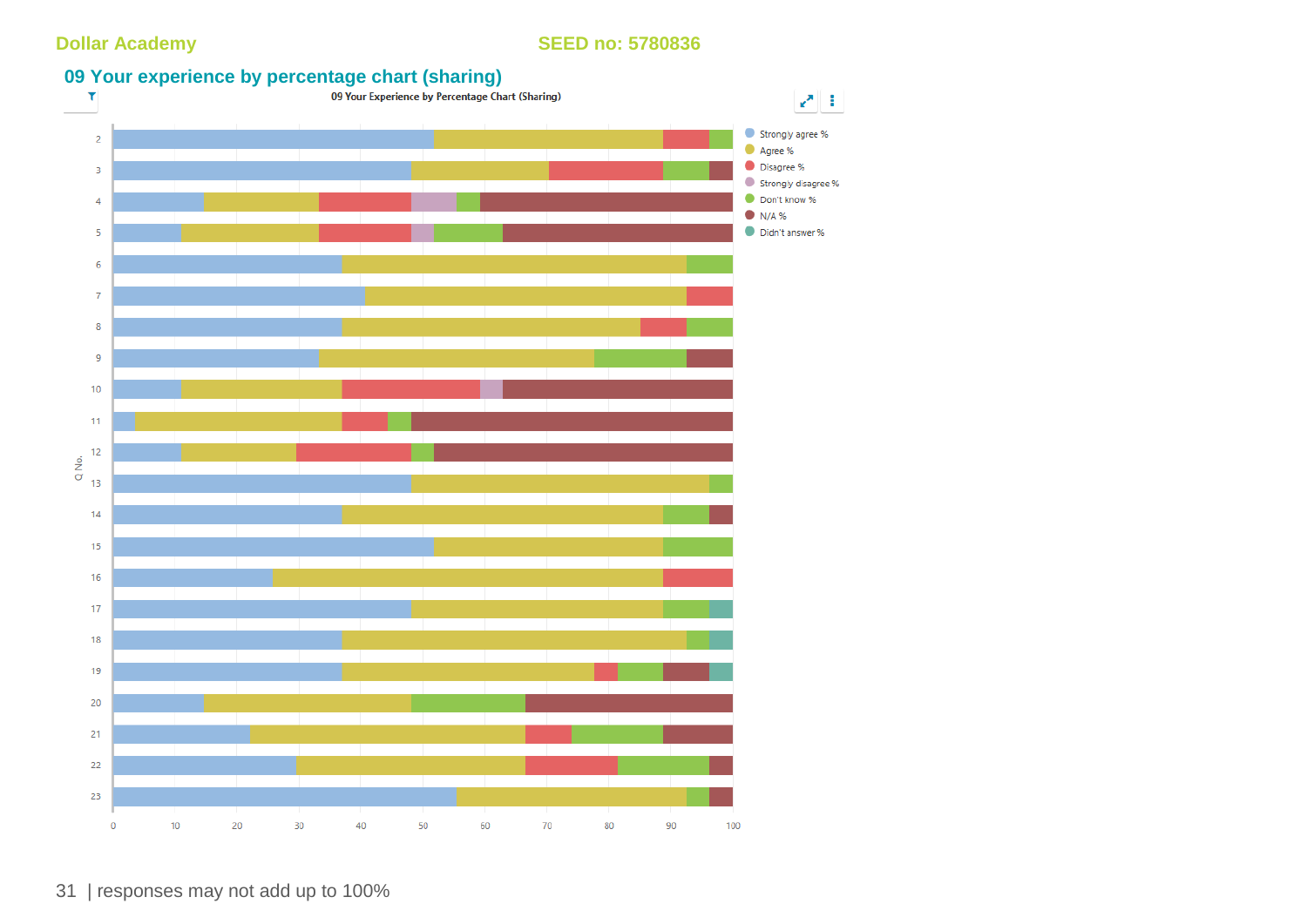Dollar Academy SEED no: 5780836

## 09 Your experience by percentage chart (sharing)

09 Your Experience by Percentage Chart (Sharing)

Legend: Strongly agree %, Agree %, Disagree %, Strongly disagree %, Don't know %, N/A %, Didn't answer %

Q No.: 2, 3, 4, 5, 6, 7, 8, 9, 10, 11, 12, 13, 14, 15, 16, 17, 18, 19, 20, 21, 22, 23

0 10 20 30 40 50 60 70 80 90 100

| responses may not add up to 100%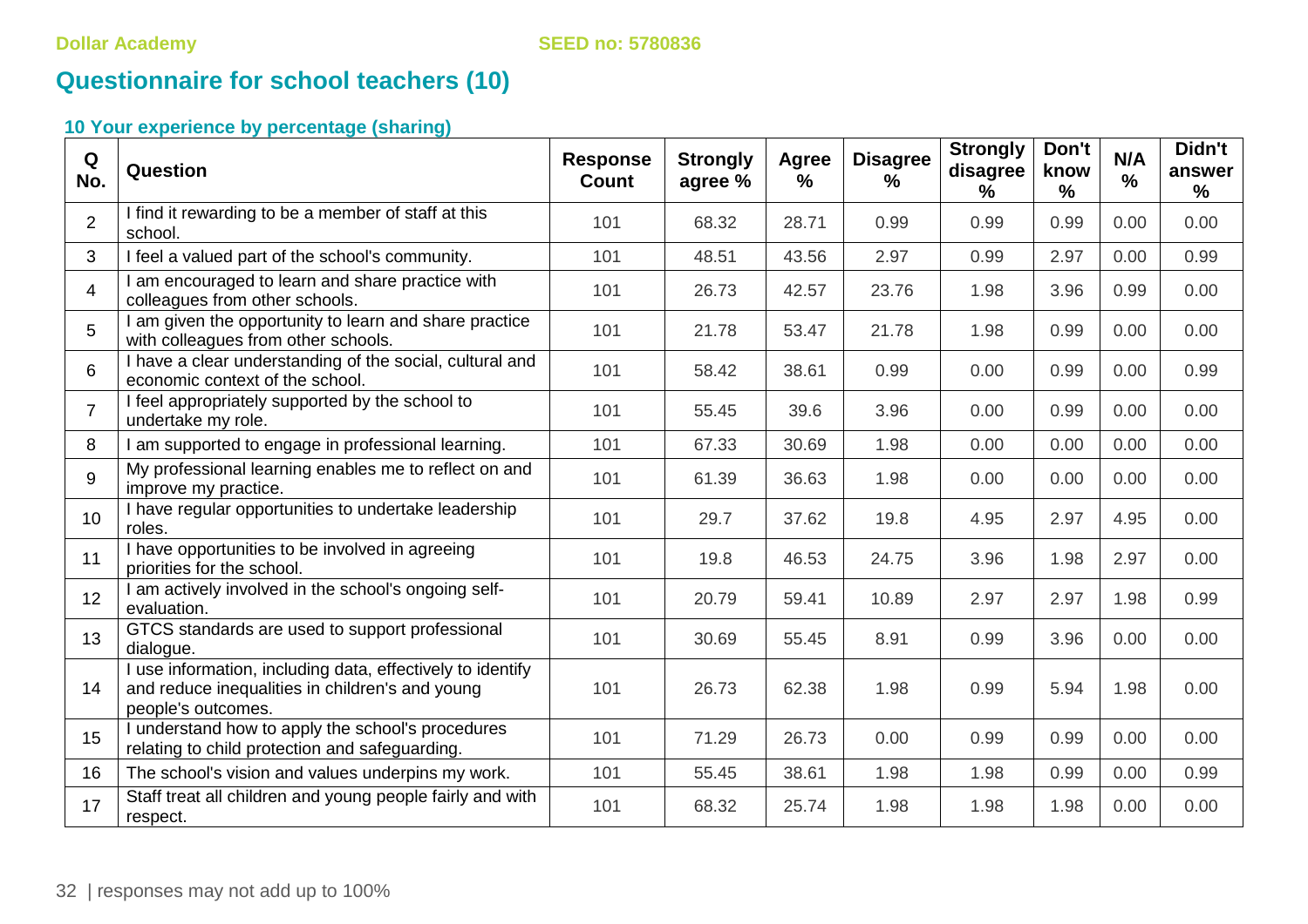Dollar Academy SEED no: 5780836

## Questionnaire for school teachers (10)

### 10 Your experience by percentage (sharing)

| Q No. | Question | Response Count | Strongly agree % | Agree % | Disagree % | Strongly disagree % | Don't know % | N/A % | Didn't answer % |
|---|---|---|---|---|---|---|---|---|---|
| 2 | I find it rewarding to be a member of staff at this school. | 101 | 68.32 | 28.71 | 0.99 | 0.99 | 0.99 | 0.00 | 0.00 |
| 3 | I feel a valued part of the school's community. | 101 | 48.51 | 43.56 | 2.97 | 0.99 | 2.97 | 0.00 | 0.99 |
| 4 | I am encouraged to learn and share practice with colleagues from other schools. | 101 | 26.73 | 42.57 | 23.76 | 1.98 | 3.96 | 0.99 | 0.00 |
| 5 | I am given the opportunity to learn and share practice with colleagues from other schools. | 101 | 21.78 | 53.47 | 21.78 | 1.98 | 0.99 | 0.00 | 0.00 |
| 6 | I have a clear understanding of the social, cultural and economic context of the school. | 101 | 58.42 | 38.61 | 0.99 | 0.00 | 0.99 | 0.00 | 0.99 |
| 7 | I feel appropriately supported by the school to undertake my role. | 101 | 55.45 | 39.6 | 3.96 | 0.00 | 0.99 | 0.00 | 0.00 |
| 8 | I am supported to engage in professional learning. | 101 | 67.33 | 30.69 | 1.98 | 0.00 | 0.00 | 0.00 | 0.00 |
| 9 | My professional learning enables me to reflect on and improve my practice. | 101 | 61.39 | 36.63 | 1.98 | 0.00 | 0.00 | 0.00 | 0.00 |
| 10 | I have regular opportunities to undertake leadership roles. | 101 | 29.7 | 37.62 | 19.8 | 4.95 | 2.97 | 4.95 | 0.00 |
| 11 | I have opportunities to be involved in agreeing priorities for the school. | 101 | 19.8 | 46.53 | 24.75 | 3.96 | 1.98 | 2.97 | 0.00 |
| 12 | I am actively involved in the school's ongoing self-evaluation. | 101 | 20.79 | 59.41 | 10.89 | 2.97 | 2.97 | 1.98 | 0.99 |
| 13 | GTCS standards are used to support professional dialogue. | 101 | 30.69 | 55.45 | 8.91 | 0.99 | 3.96 | 0.00 | 0.00 |
| 14 | I use information, including data, effectively to identify and reduce inequalities in children's and young people's outcomes. | 101 | 26.73 | 62.38 | 1.98 | 0.99 | 5.94 | 1.98 | 0.00 |
| 15 | I understand how to apply the school's procedures relating to child protection and safeguarding. | 101 | 71.29 | 26.73 | 0.00 | 0.99 | 0.99 | 0.00 | 0.00 |
| 16 | The school's vision and values underpins my work. | 101 | 55.45 | 38.61 | 1.98 | 1.98 | 0.99 | 0.00 | 0.99 |
| 17 | Staff treat all children and young people fairly and with respect. | 101 | 68.32 | 25.74 | 1.98 | 1.98 | 1.98 | 0.00 | 0.00 |

responses may not add up to 100%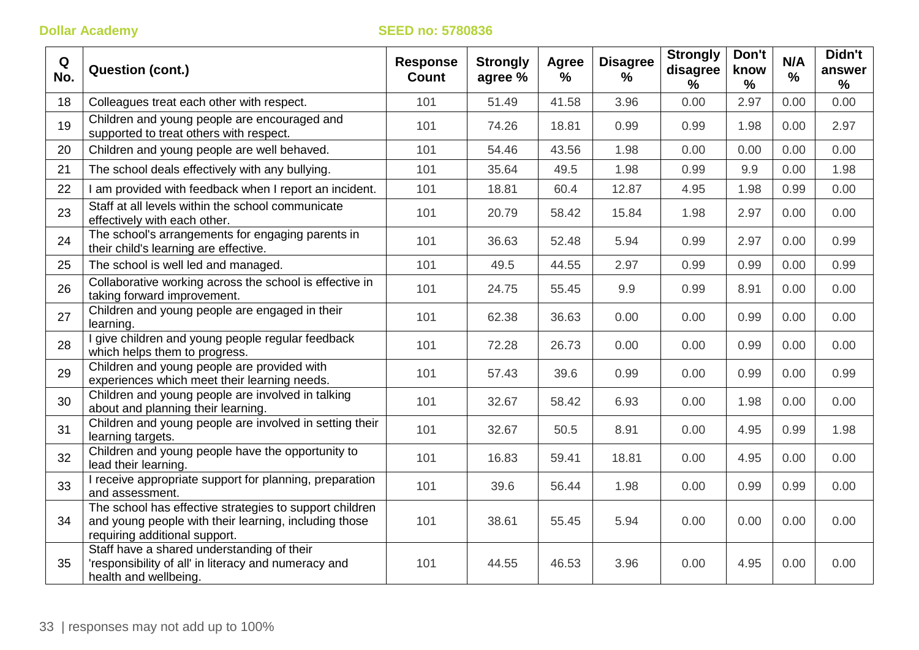| Q No. | Question (cont.) | Response Count | Strongly agree % | Agree % | Disagree % | Strongly disagree % | Don't know % | N/A % | Didn't answer % |
|---|---|---|---|---|---|---|---|---|---|
| 18 | Colleagues treat each other with respect. | 101 | 51.49 | 41.58 | 3.96 | 0.00 | 2.97 | 0.00 | 0.00 |
| 19 | Children and young people are encouraged and supported to treat others with respect. | 101 | 74.26 | 18.81 | 0.99 | 0.99 | 1.98 | 0.00 | 2.97 |
| 20 | Children and young people are well behaved. | 101 | 54.46 | 43.56 | 1.98 | 0.00 | 0.00 | 0.00 | 0.00 |
| 21 | The school deals effectively with any bullying. | 101 | 35.64 | 49.5 | 1.98 | 0.99 | 9.9 | 0.00 | 1.98 |
| 22 | I am provided with feedback when I report an incident. | 101 | 18.81 | 60.4 | 12.87 | 4.95 | 1.98 | 0.99 | 0.00 |
| 23 | Staff at all levels within the school communicate effectively with each other. | 101 | 20.79 | 58.42 | 15.84 | 1.98 | 2.97 | 0.00 | 0.00 |
| 24 | The school's arrangements for engaging parents in their child's learning are effective. | 101 | 36.63 | 52.48 | 5.94 | 0.99 | 2.97 | 0.00 | 0.99 |
| 25 | The school is well led and managed. | 101 | 49.5 | 44.55 | 2.97 | 0.99 | 0.99 | 0.00 | 0.99 |
| 26 | Collaborative working across the school is effective in taking forward improvement. | 101 | 24.75 | 55.45 | 9.9 | 0.99 | 8.91 | 0.00 | 0.00 |
| 27 | Children and young people are engaged in their learning. | 101 | 62.38 | 36.63 | 0.00 | 0.00 | 0.99 | 0.00 | 0.00 |
| 28 | I give children and young people regular feedback which helps them to progress. | 101 | 72.28 | 26.73 | 0.00 | 0.00 | 0.99 | 0.00 | 0.00 |
| 29 | Children and young people are provided with experiences which meet their learning needs. | 101 | 57.43 | 39.6 | 0.99 | 0.00 | 0.99 | 0.00 | 0.99 |
| 30 | Children and young people are involved in talking about and planning their learning. | 101 | 32.67 | 58.42 | 6.93 | 0.00 | 1.98 | 0.00 | 0.00 |
| 31 | Children and young people are involved in setting their learning targets. | 101 | 32.67 | 50.5 | 8.91 | 0.00 | 4.95 | 0.99 | 1.98 |
| 32 | Children and young people have the opportunity to lead their learning. | 101 | 16.83 | 59.41 | 18.81 | 0.00 | 4.95 | 0.00 | 0.00 |
| 33 | I receive appropriate support for planning, preparation and assessment. | 101 | 39.6 | 56.44 | 1.98 | 0.00 | 0.99 | 0.99 | 0.00 |
| 34 | The school has effective strategies to support children and young people with their learning, including those requiring additional support. | 101 | 38.61 | 55.45 | 5.94 | 0.00 | 0.00 | 0.00 | 0.00 |
| 35 | Staff have a shared understanding of their 'responsibility of all' in literacy and numeracy and health and wellbeing. | 101 | 44.55 | 46.53 | 3.96 | 0.00 | 4.95 | 0.00 | 0.00 |

responses may not add up to 100%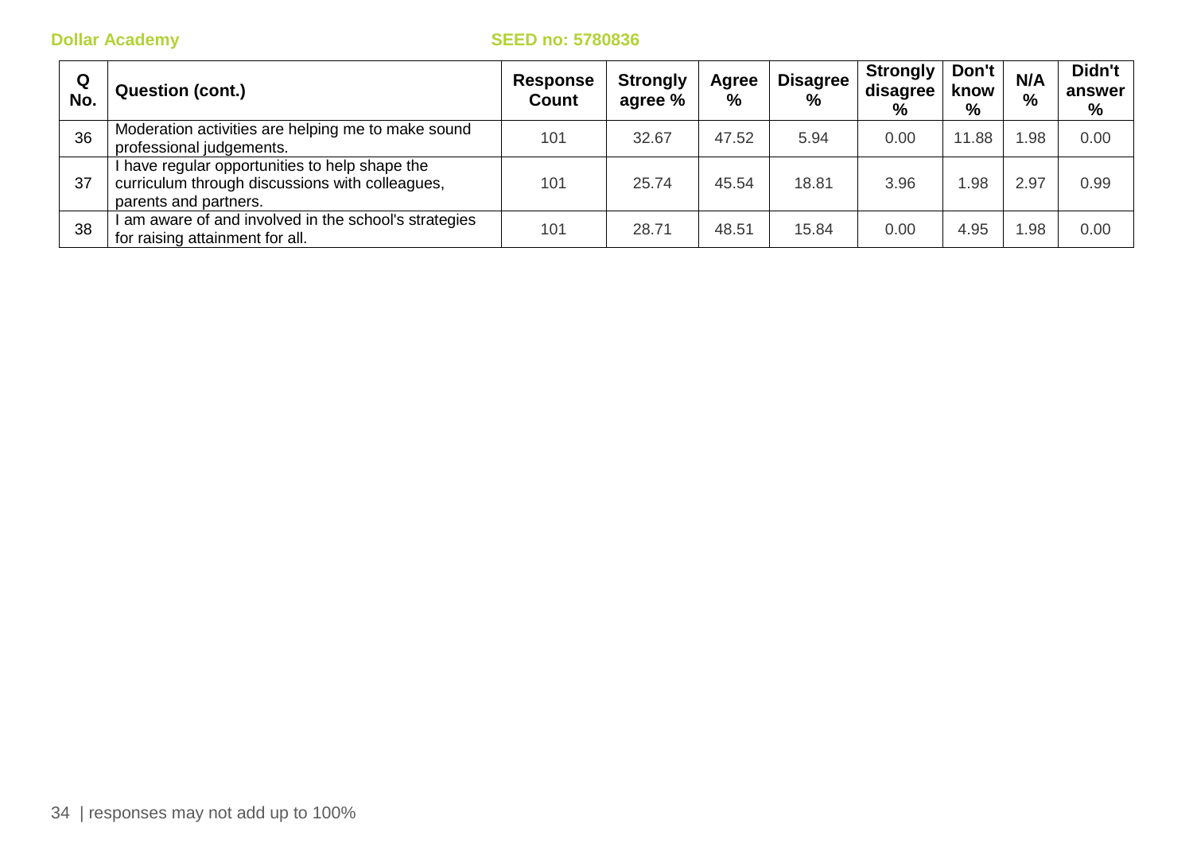**Dollar Academy** **SEED no: 5780836**

| Q No. | Question (cont.) | Response Count | Strongly agree % | Agree % | Disagree % | Strongly disagree % | Don't know % | N/A % | Didn't answer % |
|---|---|---|---|---|---|---|---|---|---|
| 36 | Moderation activities are helping me to make sound professional judgements. | 101 | 32.67 | 47.52 | 5.94 | 0.00 | 11.88 | 1.98 | 0.00 |
| 37 | I have regular opportunities to help shape the curriculum through discussions with colleagues, parents and partners. | 101 | 25.74 | 45.54 | 18.81 | 3.96 | 1.98 | 2.97 | 0.99 |
| 38 | I am aware of and involved in the school's strategies for raising attainment for all. | 101 | 28.71 | 48.51 | 15.84 | 0.00 | 4.95 | 1.98 | 0.00 |

responses may not add up to 100%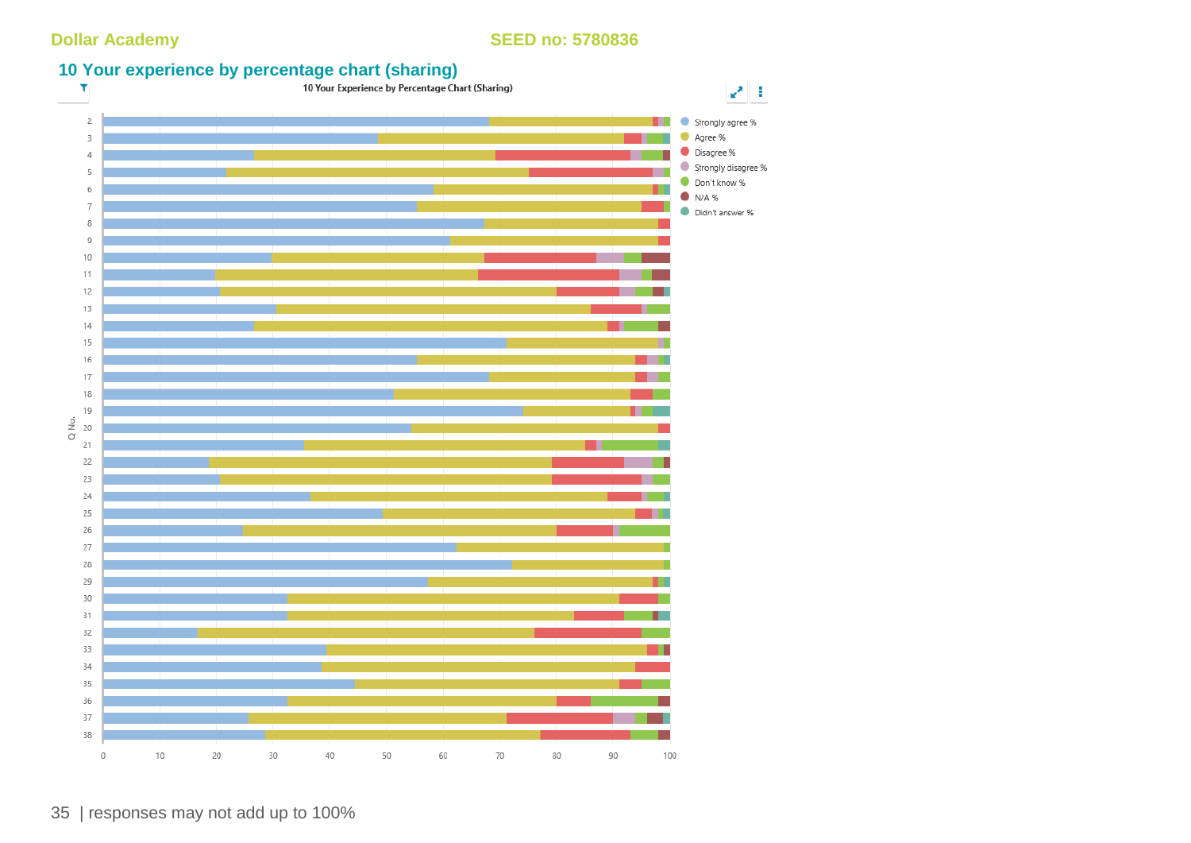Dollar Academy

SEED no: 5780836

## 10 Your experience by percentage chart (sharing)

10 Your Experience by Percentage Chart (Sharing)

Q No.

2
3
4
5
6
7
8
9
10
11
12
13
14
15
16
17
18
19
20
21
22
23
24
25
26
27
28
29
30
31
32
33
34
35
36
37
38

0 10 20 30 40 50 60 70 80 90 100

Strongly agree %
Agree %
Disagree %
Strongly disagree %
Don't know %
N/A %
Didn't answer %

| responses may not add up to 100%